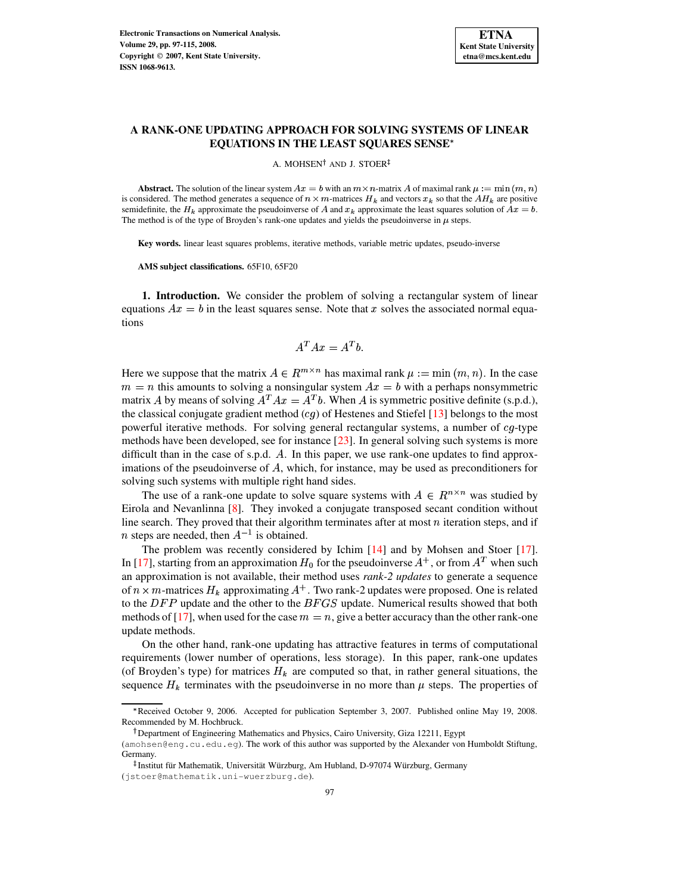# A RANK-ONE UPDATING APPROACH FOR SOLVING SYSTEMS OF LINEAR EQUATIONS IN THE LEAST SQUARES SENSE*

A. MOHSEN† AND J. STOER‡

**Abstract.** The solution of the linear system $Ax = b$ with an $m \times n$-matrix $A$ of maximal rank $\mu := \min(m, n)$ is considered. The method generates a sequence of $n \times m$-matrices $H_k$ and vectors $x_k$ so that the $AH_k$ are positive semidefinite, the $H_k$ approximate the pseudoinverse of $A$ and $x_k$ approximate the least squares solution of $Ax = b$. The method is of the type of Broyden's rank-one updates and yields the pseudoinverse in $\mu$ steps.

**Key words.** linear least squares problems, iterative methods, variable metric updates, pseudo-inverse

**AMS subject classifications.** 65F10, 65F20

**1. Introduction.** We consider the problem of solving a rectangular system of linear equations $Ax = b$ in the least squares sense. Note that $x$ solves the associated normal equations

$$A^T Ax = A^T b.$$

Here we suppose that the matrix $A \in R^{m \times n}$ has maximal rank $\mu := \min(m, n)$. In the case $m = n$ this amounts to solving a nonsingular system $Ax = b$ with a perhaps nonsymmetric matrix $A$ by means of solving $A^T Ax = A^T b$. When $A$ is symmetric positive definite (s.p.d.), the classical conjugate gradient method ($cg$) of Hestenes and Stiefel [13] belongs to the most powerful iterative methods. For solving general rectangular systems, a number of $cg$-type methods have been developed, see for instance [23]. In general solving such systems is more difficult than in the case of s.p.d. $A$. In this paper, we use rank-one updates to find approximations of the pseudoinverse of $A$, which, for instance, may be used as preconditioners for solving such systems with multiple right hand sides.

The use of a rank-one update to solve square systems with $A \in R^{n \times n}$ was studied by Eirola and Nevanlinna [8]. They invoked a conjugate transposed secant condition without line search. They proved that their algorithm terminates after at most $n$ iteration steps, and if $n$ steps are needed, then $A^{-1}$ is obtained.

The problem was recently considered by Ichim [14] and by Mohsen and Stoer [17]. In [17], starting from an approximation $H_0$ for the pseudoinverse $A^+$, or from $A^T$ when such an approximation is not available, their method uses *rank-2 updates* to generate a sequence of $n \times m$-matrices $H_k$ approximating $A^+$. Two rank-2 updates were proposed. One is related to the $DFP$ update and the other to the $BFGS$ update. Numerical results showed that both methods of [17], when used for the case $m = n$, give a better accuracy than the other rank-one update methods.

On the other hand, rank-one updating has attractive features in terms of computational requirements (lower number of operations, less storage). In this paper, rank-one updates (of Broyden's type) for matrices $H_k$ are computed so that, in rather general situations, the sequence $H_k$ terminates with the pseudoinverse in no more than $\mu$ steps. The properties of

---

*Received October 9, 2006. Accepted for publication September 3, 2007. Published online May 19, 2008. Recommended by M. Hochbruck.

†Department of Engineering Mathematics and Physics, Cairo University, Giza 12211, Egypt (amohsen@eng.cu.edu.eg). The work of this author was supported by the Alexander von Humboldt Stiftung, Germany.

‡Institut für Mathematik, Universität Würzburg, Am Hubland, D-97074 Würzburg, Germany (jstoer@mathematik.uni-wuerzburg.de).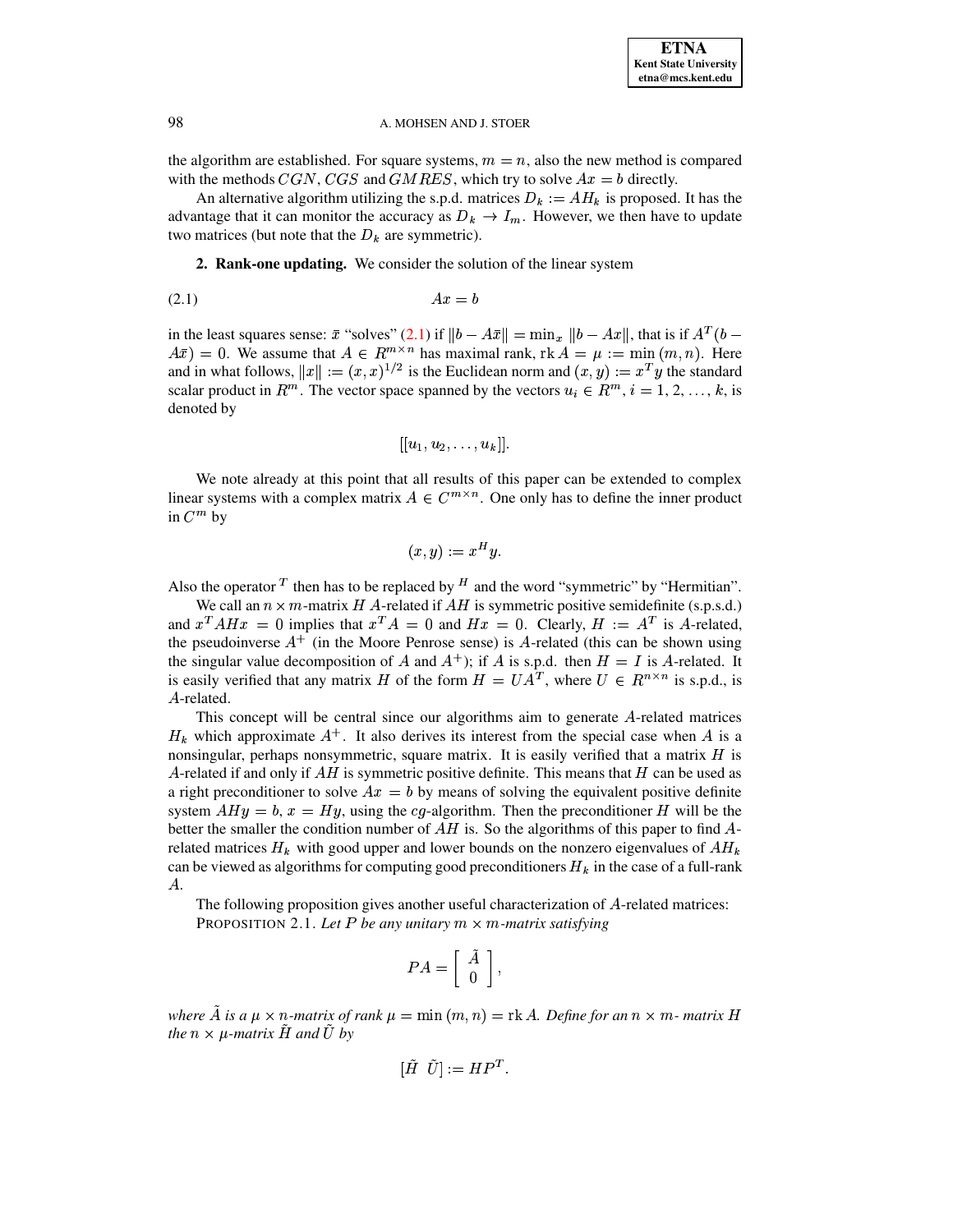the algorithm are established. For square systems, $m = n$, also the new method is compared with the methods $CGN$, $CGS$ and $GMRES$, which try to solve $Ax = b$ directly.

An alternative algorithm utilizing the s.p.d. matrices $D_k := AH_k$ is proposed. It has the advantage that it can monitor the accuracy as $D_k \to I_m$. However, we then have to update two matrices (but note that the $D_k$ are symmetric).

## 2. Rank-one updating.

We consider the solution of the linear system

$$Ax = b \tag{2.1}$$

in the least squares sense: $\bar{x}$ "solves" (2.1) if $\|b - A\bar{x}\| = \min_x \|b - Ax\|$, that is if $A^T(b - A\bar{x}) = 0$. We assume that $A \in R^{m\times n}$ has maximal rank, $\operatorname{rk} A = \mu := \min(m, n)$. Here and in what follows, $\|x\| := (x, x)^{1/2}$ is the Euclidean norm and $(x, y) := x^T y$ the standard scalar product in $R^m$. The vector space spanned by the vectors $u_i \in R^m$, $i = 1, 2, \ldots, k$, is denoted by

$$[[u_1, u_2, \ldots, u_k]].$$

We note already at this point that all results of this paper can be extended to complex linear systems with a complex matrix $A \in C^{m\times n}$. One only has to define the inner product in $C^m$ by

$$(x, y) := x^H y.$$

Also the operator $^T$ then has to be replaced by $^H$ and the word "symmetric" by "Hermitian".

We call an $n \times m$-matrix $H$ $A$-related if $AH$ is symmetric positive semidefinite (s.p.s.d.) and $x^T AHx = 0$ implies that $x^T A = 0$ and $Hx = 0$. Clearly, $H := A^T$ is $A$-related, the pseudoinverse $A^+$ (in the Moore Penrose sense) is $A$-related (this can be shown using the singular value decomposition of $A$ and $A^+$); if $A$ is s.p.d. then $H = I$ is $A$-related. It is easily verified that any matrix $H$ of the form $H = UA^T$, where $U \in R^{n\times n}$ is s.p.d., is $A$-related.

This concept will be central since our algorithms aim to generate $A$-related matrices $H_k$ which approximate $A^+$. It also derives its interest from the special case when $A$ is a nonsingular, perhaps nonsymmetric, square matrix. It is easily verified that a matrix $H$ is $A$-related if and only if $AH$ is symmetric positive definite. This means that $H$ can be used as a right preconditioner to solve $Ax = b$ by means of solving the equivalent positive definite system $AHy = b$, $x = Hy$, using the $cg$-algorithm. Then the preconditioner $H$ will be the better the smaller the condition number of $AH$ is. So the algorithms of this paper to find $A$-related matrices $H_k$ with good upper and lower bounds on the nonzero eigenvalues of $AH_k$ can be viewed as algorithms for computing good preconditioners $H_k$ in the case of a full-rank $A$.

The following proposition gives another useful characterization of $A$-related matrices:

PROPOSITION 2.1. *Let $P$ be any unitary $m \times m$-matrix satisfying*

$$PA = \begin{bmatrix} \tilde{A} \\ 0 \end{bmatrix},$$

*where $\tilde{A}$ is a $\mu \times n$-matrix of rank $\mu = \min(m, n) = \operatorname{rk} A$. Define for an $n \times m$- matrix $H$ the $n \times \mu$-matrix $\tilde{H}$ and $\tilde{U}$ by*

$$[\tilde{H} \;\; \tilde{U}] := HP^T.$$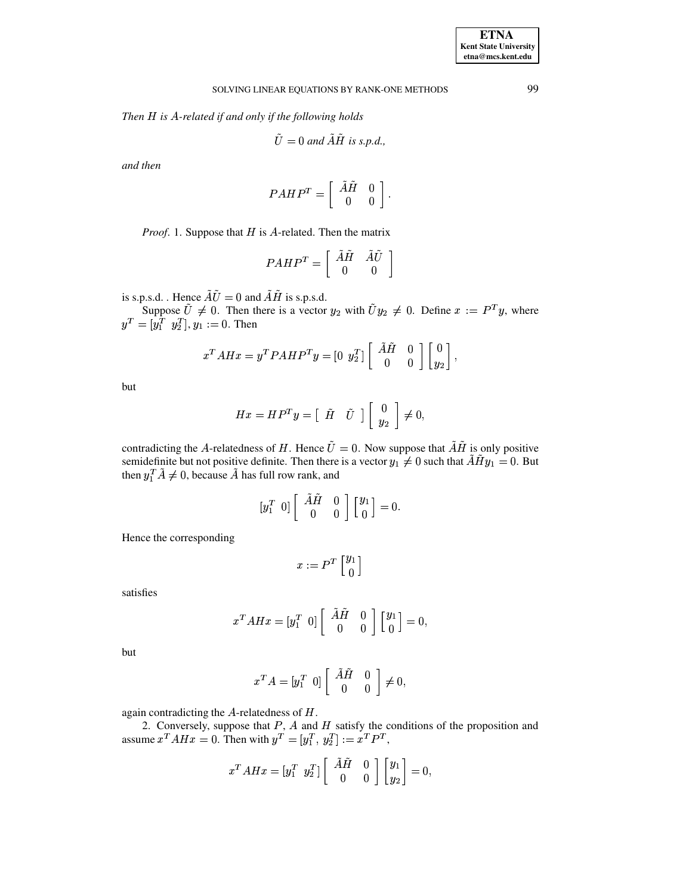*Then $H$ is $A$-related if and only if the following holds*

$$\tilde{U} = 0 \text{ and } \tilde{A}\tilde{H} \text{ is s.p.d.},$$

*and then*

$$PAHP^T = \begin{bmatrix} \tilde{A}\tilde{H} & 0 \\ 0 & 0 \end{bmatrix}.$$

*Proof*. 1. Suppose that $H$ is $A$-related. Then the matrix

$$PAHP^T = \begin{bmatrix} \tilde{A}\tilde{H} & \tilde{A}\tilde{U} \\ 0 & 0 \end{bmatrix}$$

is s.p.s.d. . Hence $\tilde{A}\tilde{U} = 0$ and $\tilde{A}\tilde{H}$ is s.p.s.d.

Suppose $\tilde{U} \neq 0$. Then there is a vector $y_2$ with $\tilde{U}y_2 \neq 0$. Define $x := P^T y$, where $y^T = [y_1^T \;\; y_2^T]$, $y_1 := 0$. Then

$$x^T AHx = y^T PAHP^T y = [0 \;\; y_2^T] \begin{bmatrix} \tilde{A}\tilde{H} & 0 \\ 0 & 0 \end{bmatrix} \begin{bmatrix} 0 \\ y_2 \end{bmatrix},$$

but

$$Hx = HP^T y = \begin{bmatrix} \tilde{H} & \tilde{U} \end{bmatrix} \begin{bmatrix} 0 \\ y_2 \end{bmatrix} \neq 0,$$

contradicting the $A$-relatedness of $H$. Hence $\tilde{U} = 0$. Now suppose that $\tilde{A}\tilde{H}$ is only positive semidefinite but not positive definite. Then there is a vector $y_1 \neq 0$ such that $\tilde{A}\tilde{H}y_1 = 0$. But then $y_1^T \tilde{A} \neq 0$, because $\tilde{A}$ has full row rank, and

$$[y_1^T \;\; 0] \begin{bmatrix} \tilde{A}\tilde{H} & 0 \\ 0 & 0 \end{bmatrix} \begin{bmatrix} y_1 \\ 0 \end{bmatrix} = 0.$$

Hence the corresponding

$$x := P^T \begin{bmatrix} y_1 \\ 0 \end{bmatrix}$$

satisfies

$$x^T AHx = [y_1^T \;\; 0] \begin{bmatrix} \tilde{A}\tilde{H} & 0 \\ 0 & 0 \end{bmatrix} \begin{bmatrix} y_1 \\ 0 \end{bmatrix} = 0,$$

but

$$x^T A = [y_1^T \;\; 0] \begin{bmatrix} \tilde{A}\tilde{H} & 0 \\ 0 & 0 \end{bmatrix} \neq 0,$$

again contradicting the $A$-relatedness of $H$.

2. Conversely, suppose that $P$, $A$ and $H$ satisfy the conditions of the proposition and assume $x^T AHx = 0$. Then with $y^T = [y_1^T, \; y_2^T] := x^T P^T$,

$$x^T AHx = [y_1^T \;\; y_2^T] \begin{bmatrix} \tilde{A}\tilde{H} & 0 \\ 0 & 0 \end{bmatrix} \begin{bmatrix} y_1 \\ y_2 \end{bmatrix} = 0,$$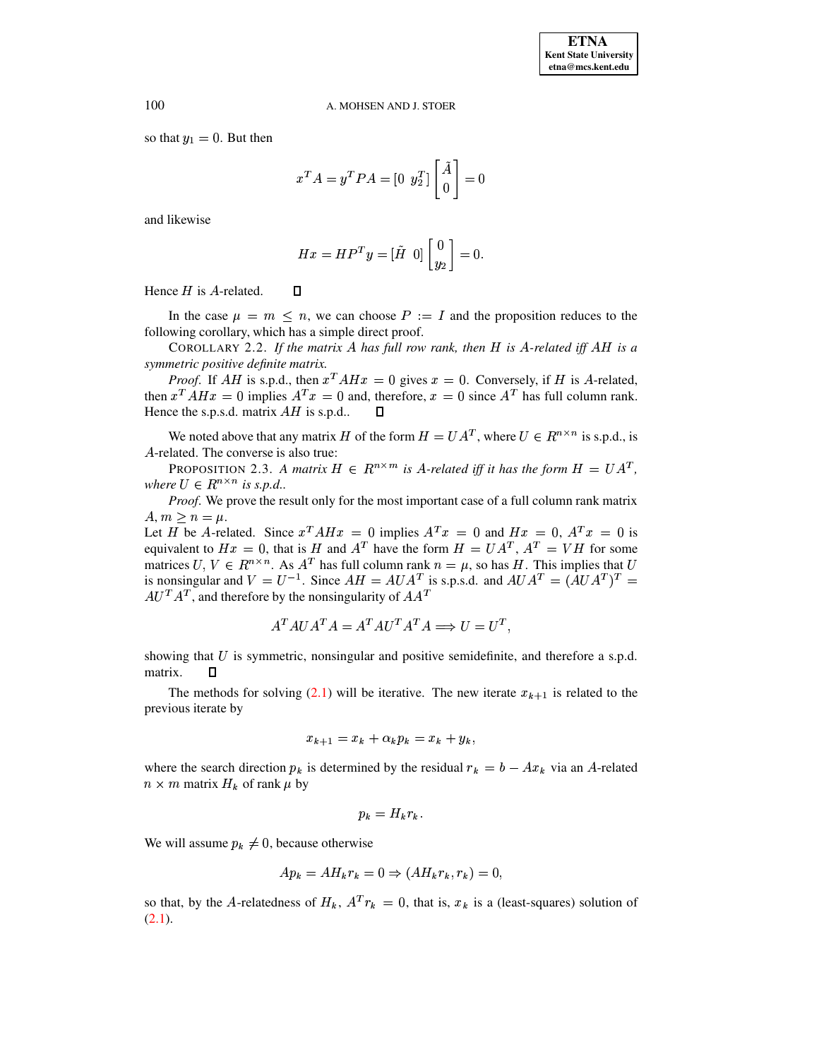so that $y_1 = 0$. But then

$$x^T A = y^T PA = [0 \;\; y_2^T] \begin{bmatrix} \tilde{A} \\ 0 \end{bmatrix} = 0$$

and likewise

$$Hx = HP^T y = [\tilde{H} \;\; 0] \begin{bmatrix} 0 \\ y_2 \end{bmatrix} = 0.$$

Hence $H$ is $A$-related. ◻

In the case $\mu = m \leq n$, we can choose $P := I$ and the proposition reduces to the following corollary, which has a simple direct proof.

COROLLARY 2.2. *If the matrix $A$ has full row rank, then $H$ is $A$-related iff $AH$ is a symmetric positive definite matrix.*

*Proof.* If $AH$ is s.p.d., then $x^T AHx = 0$ gives $x = 0$. Conversely, if $H$ is $A$-related, then $x^T AHx = 0$ implies $A^T x = 0$ and, therefore, $x = 0$ since $A^T$ has full column rank. Hence the s.p.s.d. matrix $AH$ is s.p.d.. ◻

We noted above that any matrix $H$ of the form $H = UA^T$, where $U \in R^{n\times n}$ is s.p.d., is $A$-related. The converse is also true:

PROPOSITION 2.3. *A matrix $H \in R^{n\times m}$ is $A$-related iff it has the form $H = UA^T$, where $U \in R^{n\times n}$ is s.p.d..*

*Proof.* We prove the result only for the most important case of a full column rank matrix $A$, $m \geq n = \mu$.
Let $H$ be $A$-related. Since $x^T AHx = 0$ implies $A^T x = 0$ and $Hx = 0$, $A^T x = 0$ is equivalent to $Hx = 0$, that is $H$ and $A^T$ have the form $H = UA^T$, $A^T = VH$ for some matrices $U, V \in R^{n\times n}$. As $A^T$ has full column rank $n = \mu$, so has $H$. This implies that $U$ is nonsingular and $V = U^{-1}$. Since $AH = AUA^T$ is s.p.s.d. and $AUA^T = (AUA^T)^T = AU^T A^T$, and therefore by the nonsingularity of $AA^T$

$$A^T AUA^T A = A^T AU^T A^T A \Longrightarrow U = U^T,$$

showing that $U$ is symmetric, nonsingular and positive semidefinite, and therefore a s.p.d. matrix. ◻

The methods for solving (2.1) will be iterative. The new iterate $x_{k+1}$ is related to the previous iterate by

$$x_{k+1} = x_k + \alpha_k p_k = x_k + y_k,$$

where the search direction $p_k$ is determined by the residual $r_k = b - Ax_k$ via an $A$-related $n \times m$ matrix $H_k$ of rank $\mu$ by

$$p_k = H_k r_k.$$

We will assume $p_k \neq 0$, because otherwise

$$Ap_k = AH_k r_k = 0 \Rightarrow (AH_k r_k, r_k) = 0,$$

so that, by the $A$-relatedness of $H_k$, $A^T r_k = 0$, that is, $x_k$ is a (least-squares) solution of (2.1).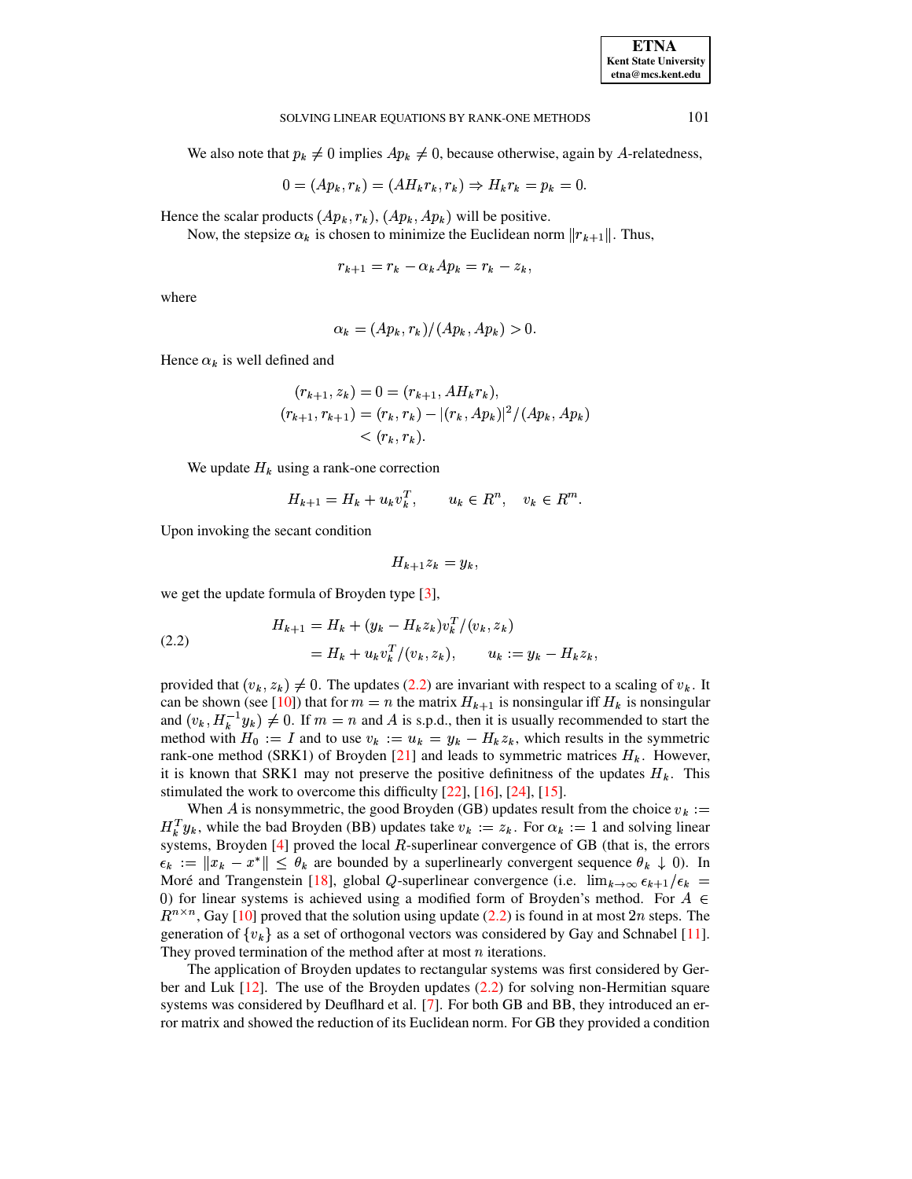We also note that $p_k \neq 0$ implies $Ap_k \neq 0$, because otherwise, again by $A$-relatedness,

$$0 = (Ap_k, r_k) = (AH_k r_k, r_k) \Rightarrow H_k r_k = p_k = 0.$$

Hence the scalar products $(Ap_k, r_k)$, $(Ap_k, Ap_k)$ will be positive.

Now, the stepsize $\alpha_k$ is chosen to minimize the Euclidean norm $\|r_{k+1}\|$. Thus,

$$r_{k+1} = r_k - \alpha_k A p_k = r_k - z_k,$$

where

$$\alpha_k = (Ap_k, r_k)/(Ap_k, Ap_k) > 0.$$

Hence $\alpha_k$ is well defined and

$$\begin{aligned}
(r_{k+1}, z_k) &= 0 = (r_{k+1}, AH_k r_k), \\
(r_{k+1}, r_{k+1}) &= (r_k, r_k) - |(r_k, Ap_k)|^2/(Ap_k, Ap_k) \\
&< (r_k, r_k).
\end{aligned}$$

We update $H_k$ using a rank-one correction

$$H_{k+1} = H_k + u_k v_k^T, \qquad u_k \in R^n, \quad v_k \in R^m.$$

Upon invoking the secant condition

$$H_{k+1} z_k = y_k,$$

we get the update formula of Broyden type [3],

$$\begin{aligned}
H_{k+1} &= H_k + (y_k - H_k z_k) v_k^T/(v_k, z_k) \\
&= H_k + u_k v_k^T/(v_k, z_k), \qquad u_k := y_k - H_k z_k,
\end{aligned} \tag{2.2}$$

provided that $(v_k, z_k) \neq 0$. The updates (2.2) are invariant with respect to a scaling of $v_k$. It can be shown (see [10]) that for $m = n$ the matrix $H_{k+1}$ is nonsingular iff $H_k$ is nonsingular and $(v_k, H_k^{-1} y_k) \neq 0$. If $m = n$ and $A$ is s.p.d., then it is usually recommended to start the method with $H_0 := I$ and to use $v_k := u_k = y_k - H_k z_k$, which results in the symmetric rank-one method (SRK1) of Broyden [21] and leads to symmetric matrices $H_k$. However, it is known that SRK1 may not preserve the positive definitness of the updates $H_k$. This stimulated the work to overcome this difficulty [22], [16], [24], [15].

When $A$ is nonsymmetric, the good Broyden (GB) updates result from the choice $v_k := H_k^T y_k$, while the bad Broyden (BB) updates take $v_k := z_k$. For $\alpha_k := 1$ and solving linear systems, Broyden [4] proved the local $R$-superlinear convergence of GB (that is, the errors $\epsilon_k := \|x_k - x^*\| \leq \theta_k$ are bounded by a superlinearly convergent sequence $\theta_k \downarrow 0$). In Moré and Trangenstein [18], global $Q$-superlinear convergence (i.e. $\lim_{k\to\infty} \epsilon_{k+1}/\epsilon_k = 0$) for linear systems is achieved using a modified form of Broyden's method. For $A \in R^{n\times n}$, Gay [10] proved that the solution using update (2.2) is found in at most $2n$ steps. The generation of $\{v_k\}$ as a set of orthogonal vectors was considered by Gay and Schnabel [11]. They proved termination of the method after at most $n$ iterations.

The application of Broyden updates to rectangular systems was first considered by Gerber and Luk [12]. The use of the Broyden updates (2.2) for solving non-Hermitian square systems was considered by Deuflhard et al. [7]. For both GB and BB, they introduced an error matrix and showed the reduction of its Euclidean norm. For GB they provided a condition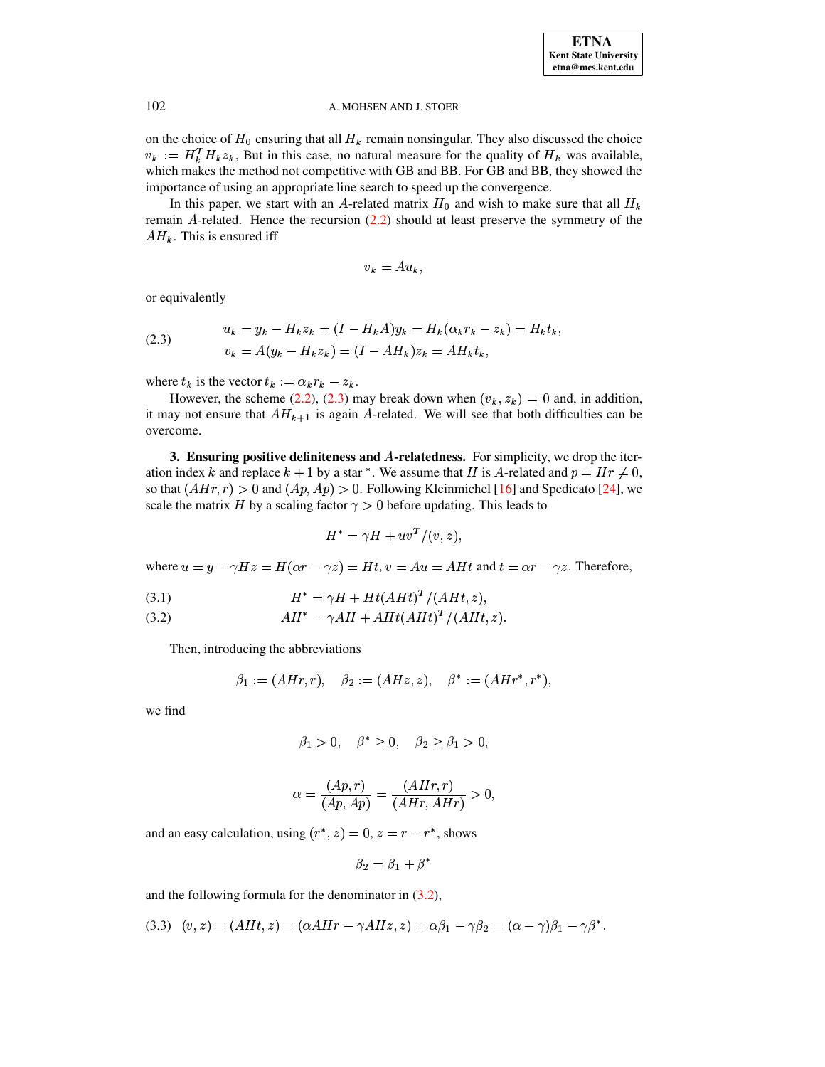on the choice of $H_0$ ensuring that all $H_k$ remain nonsingular. They also discussed the choice $v_k := H_k^T H_k z_k$, But in this case, no natural measure for the quality of $H_k$ was available, which makes the method not competitive with GB and BB. For GB and BB, they showed the importance of using an appropriate line search to speed up the convergence.

In this paper, we start with an $A$-related matrix $H_0$ and wish to make sure that all $H_k$ remain $A$-related. Hence the recursion (2.2) should at least preserve the symmetry of the $AH_k$. This is ensured iff

$$v_k = Au_k,$$

or equivalently

$$\begin{aligned} u_k &= y_k - H_k z_k = (I - H_k A) y_k = H_k(\alpha_k r_k - z_k) = H_k t_k, \\ v_k &= A(y_k - H_k z_k) = (I - AH_k) z_k = AH_k t_k, \end{aligned} \tag{2.3}$$

where $t_k$ is the vector $t_k := \alpha_k r_k - z_k$.

However, the scheme (2.2), (2.3) may break down when $(v_k, z_k) = 0$ and, in addition, it may not ensure that $AH_{k+1}$ is again $A$-related. We will see that both difficulties can be overcome.

## 3. Ensuring positive definiteness and $A$-relatedness.

For simplicity, we drop the iteration index $k$ and replace $k+1$ by a star $^*$. We assume that $H$ is $A$-related and $p = Hr \neq 0$, so that $(AHr, r) > 0$ and $(Ap, Ap) > 0$. Following Kleinmichel [16] and Spedicato [24], we scale the matrix $H$ by a scaling factor $\gamma > 0$ before updating. This leads to

$$H^* = \gamma H + uv^T/(v, z),$$

where $u = y - \gamma Hz = H(\alpha r - \gamma z) = Ht$, $v = Au = AHt$ and $t = \alpha r - \gamma z$. Therefore,

$$H^* = \gamma H + Ht(AHt)^T/(AHt, z), \tag{3.1}$$

$$AH^* = \gamma AH + AHt(AHt)^T/(AHt, z). \tag{3.2}$$

Then, introducing the abbreviations

$$\beta_1 := (AHr, r), \quad \beta_2 := (AHz, z), \quad \beta^* := (AHr^*, r^*),$$

we find

$$\beta_1 > 0, \quad \beta^* \geq 0, \quad \beta_2 \geq \beta_1 > 0,$$

$$\alpha = \frac{(Ap, r)}{(Ap, Ap)} = \frac{(AHr, r)}{(AHr, AHr)} > 0,$$

and an easy calculation, using $(r^*, z) = 0$, $z = r - r^*$, shows

$$\beta_2 = \beta_1 + \beta^*$$

and the following formula for the denominator in (3.2),

$$(v, z) = (AHt, z) = (\alpha AHr - \gamma AHz, z) = \alpha\beta_1 - \gamma\beta_2 = (\alpha - \gamma)\beta_1 - \gamma\beta^*. \tag{3.3}$$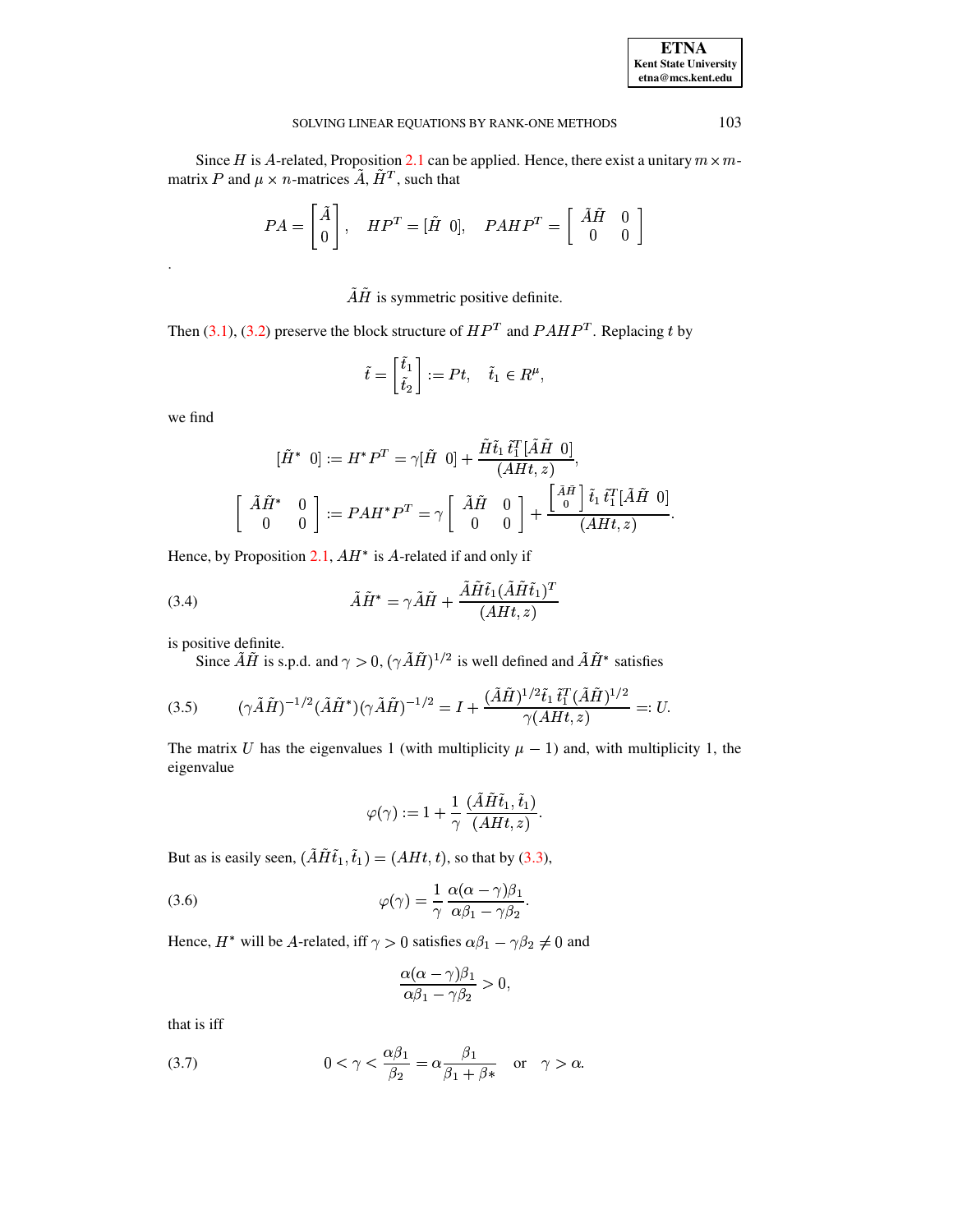Since $H$ is $A$-related, Proposition 2.1 can be applied. Hence, there exist a unitary $m \times m$-matrix $P$ and $\mu \times n$-matrices $\tilde{A}$, $\tilde{H}^T$, such that

$$PA = \begin{bmatrix} \tilde{A} \\ 0 \end{bmatrix}, \quad HP^T = [\tilde{H} \;\; 0], \quad PAHP^T = \begin{bmatrix} \tilde{A}\tilde{H} & 0 \\ 0 & 0 \end{bmatrix}$$

.

$$\tilde{A}\tilde{H} \text{ is symmetric positive definite.}$$

Then (3.1), (3.2) preserve the block structure of $HP^T$ and $PAHP^T$. Replacing $t$ by

$$\tilde{t} = \begin{bmatrix} \tilde{t}_1 \\ \tilde{t}_2 \end{bmatrix} := Pt, \quad \tilde{t}_1 \in R^{\mu},$$

we find

$$[\tilde{H}^* \;\; 0] := H^* P^T = \gamma [\tilde{H} \;\; 0] + \frac{\tilde{H}\tilde{t}_1 \, \tilde{t}_1^T [\tilde{A}\tilde{H} \;\; 0]}{(AHt, z)},$$

$$\begin{bmatrix} \tilde{A}\tilde{H}^* & 0 \\ 0 & 0 \end{bmatrix} := PAH^* P^T = \gamma \begin{bmatrix} \tilde{A}\tilde{H} & 0 \\ 0 & 0 \end{bmatrix} + \frac{\begin{bmatrix} \tilde{A}\tilde{H} \\ 0 \end{bmatrix} \tilde{t}_1 \, \tilde{t}_1^T [\tilde{A}\tilde{H} \;\; 0]}{(AHt, z)}.$$

Hence, by Proposition 2.1, $AH^*$ is $A$-related if and only if

$$\tilde{A}\tilde{H}^* = \gamma \tilde{A}\tilde{H} + \frac{\tilde{A}\tilde{H}\tilde{t}_1 (\tilde{A}\tilde{H}\tilde{t}_1)^T}{(AHt, z)} \tag{3.4}$$

is positive definite.

Since $\tilde{A}\tilde{H}$ is s.p.d. and $\gamma > 0$, $(\gamma \tilde{A}\tilde{H})^{1/2}$ is well defined and $\tilde{A}\tilde{H}^*$ satisfies

$$(\gamma \tilde{A}\tilde{H})^{-1/2} (\tilde{A}\tilde{H}^*) (\gamma \tilde{A}\tilde{H})^{-1/2} = I + \frac{(\tilde{A}\tilde{H})^{1/2} \tilde{t}_1 \, \tilde{t}_1^T (\tilde{A}\tilde{H})^{1/2}}{\gamma (AHt, z)} =: U. \tag{3.5}$$

The matrix $U$ has the eigenvalues 1 (with multiplicity $\mu - 1$) and, with multiplicity 1, the eigenvalue

$$\varphi(\gamma) := 1 + \frac{1}{\gamma} \, \frac{(\tilde{A}\tilde{H}\tilde{t}_1, \tilde{t}_1)}{(AHt, z)}.$$

But as is easily seen, $(\tilde{A}\tilde{H}\tilde{t}_1, \tilde{t}_1) = (AHt, t)$, so that by (3.3),

$$\varphi(\gamma) = \frac{1}{\gamma} \, \frac{\alpha(\alpha - \gamma)\beta_1}{\alpha\beta_1 - \gamma\beta_2}. \tag{3.6}$$

Hence, $H^*$ will be $A$-related, iff $\gamma > 0$ satisfies $\alpha\beta_1 - \gamma\beta_2 \neq 0$ and

$$\frac{\alpha(\alpha - \gamma)\beta_1}{\alpha\beta_1 - \gamma\beta_2} > 0,$$

that is iff

$$0 < \gamma < \frac{\alpha\beta_1}{\beta_2} = \alpha \frac{\beta_1}{\beta_1 + \beta *} \quad \text{or} \quad \gamma > \alpha. \tag{3.7}$$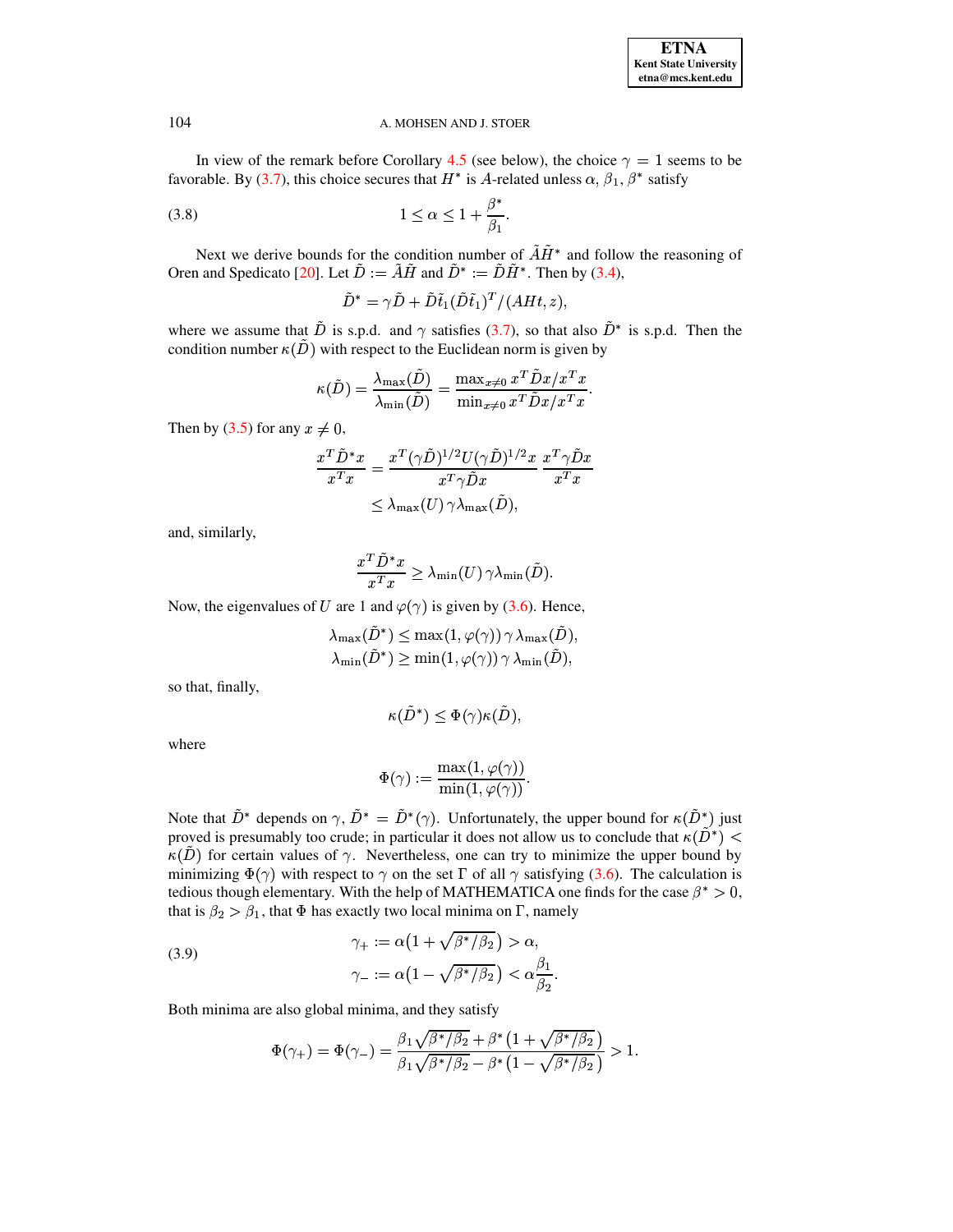In view of the remark before Corollary 4.5 (see below), the choice $\gamma = 1$ seems to be favorable. By (3.7), this choice secures that $H^*$ is $A$-related unless $\alpha$, $\beta_1$, $\beta^*$ satisfy

$$1 \le \alpha \le 1 + \frac{\beta^*}{\beta_1}. \tag{3.8}$$

Next we derive bounds for the condition number of $\tilde{A}\tilde{H}^*$ and follow the reasoning of Oren and Spedicato [20]. Let $\tilde{D} := \tilde{A}\tilde{H}$ and $\tilde{D}^* := \tilde{D}\tilde{H}^*$. Then by (3.4),

$$\tilde{D}^* = \gamma\tilde{D} + \tilde{D}\tilde{t}_1(\tilde{D}\tilde{t}_1)^T/(AHt, z),$$

where we assume that $\tilde{D}$ is s.p.d. and $\gamma$ satisfies (3.7), so that also $\tilde{D}^*$ is s.p.d. Then the condition number $\kappa(\tilde{D})$ with respect to the Euclidean norm is given by

$$\kappa(\tilde{D}) = \frac{\lambda_{\max}(\tilde{D})}{\lambda_{\min}(\tilde{D})} = \frac{\max_{x\neq 0} x^T\tilde{D}x/x^Tx}{\min_{x\neq 0} x^T\tilde{D}x/x^Tx}.$$

Then by (3.5) for any $x \neq 0$,

$$\begin{aligned}
\frac{x^T\tilde{D}^*x}{x^Tx} &= \frac{x^T(\gamma\tilde{D})^{1/2}U(\gamma\tilde{D})^{1/2}x}{x^T\gamma\tilde{D}x}\,\frac{x^T\gamma\tilde{D}x}{x^Tx}\\
&\le \lambda_{\max}(U)\,\gamma\lambda_{\max}(\tilde{D}),
\end{aligned}$$

and, similarly,

$$\frac{x^T\tilde{D}^*x}{x^Tx} \ge \lambda_{\min}(U)\,\gamma\lambda_{\min}(\tilde{D}).$$

Now, the eigenvalues of $U$ are 1 and $\varphi(\gamma)$ is given by (3.6). Hence,

$$\begin{aligned}
\lambda_{\max}(\tilde{D}^*) &\le \max(1, \varphi(\gamma))\,\gamma\,\lambda_{\max}(\tilde{D}),\\
\lambda_{\min}(\tilde{D}^*) &\ge \min(1, \varphi(\gamma))\,\gamma\,\lambda_{\min}(\tilde{D}),
\end{aligned}$$

so that, finally,

$$\kappa(\tilde{D}^*) \le \Phi(\gamma)\kappa(\tilde{D}),$$

where

$$\Phi(\gamma) := \frac{\max(1, \varphi(\gamma))}{\min(1, \varphi(\gamma))}.$$

Note that $\tilde{D}^*$ depends on $\gamma$, $\tilde{D}^* = \tilde{D}^*(\gamma)$. Unfortunately, the upper bound for $\kappa(\tilde{D}^*)$ just proved is presumably too crude; in particular it does not allow us to conclude that $\kappa(\tilde{D}^*) < \kappa(\tilde{D})$ for certain values of $\gamma$. Nevertheless, one can try to minimize the upper bound by minimizing $\Phi(\gamma)$ with respect to $\gamma$ on the set $\Gamma$ of all $\gamma$ satisfying (3.6). The calculation is tedious though elementary. With the help of MATHEMATICA one finds for the case $\beta^* > 0$, that is $\beta_2 > \beta_1$, that $\Phi$ has exactly two local minima on $\Gamma$, namely

$$\begin{aligned}
\gamma_+ &:= \alpha\big(1 + \sqrt{\beta^*/\beta_2}\,\big) > \alpha,\\
\gamma_- &:= \alpha\big(1 - \sqrt{\beta^*/\beta_2}\,\big) < \alpha\frac{\beta_1}{\beta_2}.
\end{aligned} \tag{3.9}$$

Both minima are also global minima, and they satisfy

$$\Phi(\gamma_+) = \Phi(\gamma_-) = \frac{\beta_1\sqrt{\beta^*/\beta_2} + \beta^*\big(1 + \sqrt{\beta^*/\beta_2}\,\big)}{\beta_1\sqrt{\beta^*/\beta_2} - \beta^*\big(1 - \sqrt{\beta^*/\beta_2}\,\big)} > 1.$$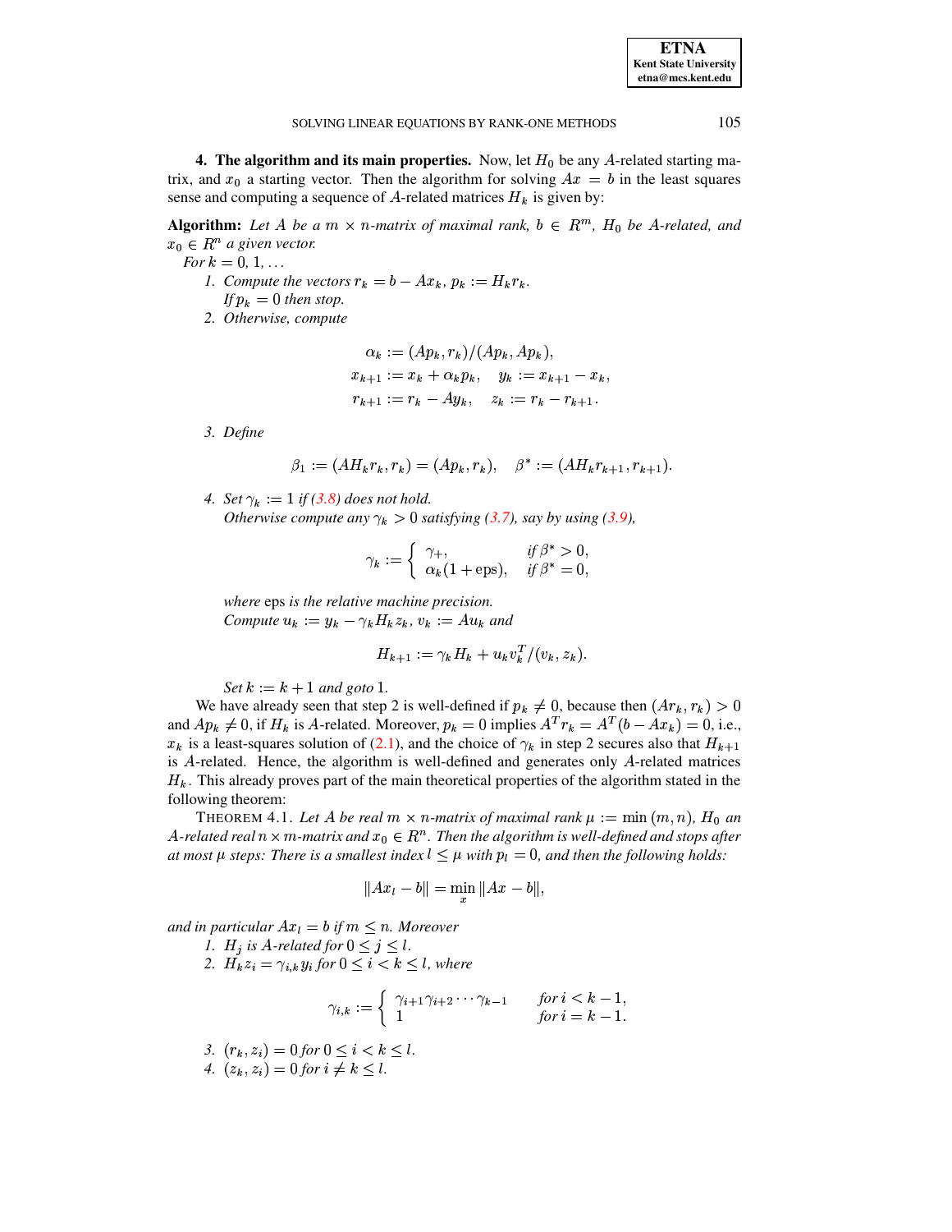**4. The algorithm and its main properties.** Now, let $H_0$ be any $A$-related starting matrix, and $x_0$ a starting vector. Then the algorithm for solving $Ax = b$ in the least squares sense and computing a sequence of $A$-related matrices $H_k$ is given by:

**Algorithm:** *Let $A$ be a $m \times n$-matrix of maximal rank, $b \in R^m$, $H_0$ be $A$-related, and $x_0 \in R^n$ a given vector.*

*For $k = 0, 1, \dots$*

1. *Compute the vectors $r_k = b - Ax_k$, $p_k := H_k r_k$.*
   *If $p_k = 0$ then stop.*
2. *Otherwise, compute*

$$\alpha_k := (Ap_k, r_k)/(Ap_k, Ap_k),$$
$$x_{k+1} := x_k + \alpha_k p_k, \quad y_k := x_{k+1} - x_k,$$
$$r_{k+1} := r_k - Ay_k, \quad z_k := r_k - r_{k+1}.$$

3. *Define*

$$\beta_1 := (AH_k r_k, r_k) = (Ap_k, r_k), \quad \beta^* := (AH_k r_{k+1}, r_{k+1}).$$

4. *Set $\gamma_k := 1$ if (3.8) does not hold.*
   *Otherwise compute any $\gamma_k > 0$ satisfying (3.7), say by using (3.9),*

$$\gamma_k := \begin{cases} \gamma_+, & \text{if } \beta^* > 0, \\ \alpha_k(1 + \text{eps}), & \text{if } \beta^* = 0, \end{cases}$$

   *where* eps *is the relative machine precision.*
   *Compute $u_k := y_k - \gamma_k H_k z_k$, $v_k := Au_k$ and*

$$H_{k+1} := \gamma_k H_k + u_k v_k^T/(v_k, z_k).$$

   *Set $k := k + 1$ and goto 1.*

We have already seen that step 2 is well-defined if $p_k \neq 0$, because then $(Ar_k, r_k) > 0$ and $Ap_k \neq 0$, if $H_k$ is $A$-related. Moreover, $p_k = 0$ implies $A^T r_k = A^T(b - Ax_k) = 0$, i.e., $x_k$ is a least-squares solution of (2.1), and the choice of $\gamma_k$ in step 2 secures also that $H_{k+1}$ is $A$-related. Hence, the algorithm is well-defined and generates only $A$-related matrices $H_k$. This already proves part of the main theoretical properties of the algorithm stated in the following theorem:

THEOREM 4.1. *Let $A$ be real $m \times n$-matrix of maximal rank $\mu := \min(m, n)$, $H_0$ an $A$-related real $n \times m$-matrix and $x_0 \in R^n$. Then the algorithm is well-defined and stops after at most $\mu$ steps: There is a smallest index $l \leq \mu$ with $p_l = 0$, and then the following holds:*

$$\|Ax_l - b\| = \min_x \|Ax - b\|,$$

*and in particular $Ax_l = b$ if $m \leq n$. Moreover*

1. *$H_j$ is $A$-related for $0 \leq j \leq l$.*
2. *$H_k z_i = \gamma_{i,k} y_i$ for $0 \leq i < k \leq l$, where*

$$\gamma_{i,k} := \begin{cases} \gamma_{i+1}\gamma_{i+2}\cdots\gamma_{k-1} & \text{for } i < k - 1, \\ 1 & \text{for } i = k - 1. \end{cases}$$

3. *$(r_k, z_i) = 0$ for $0 \leq i < k \leq l$.*
4. *$(z_k, z_i) = 0$ for $i \neq k \leq l$.*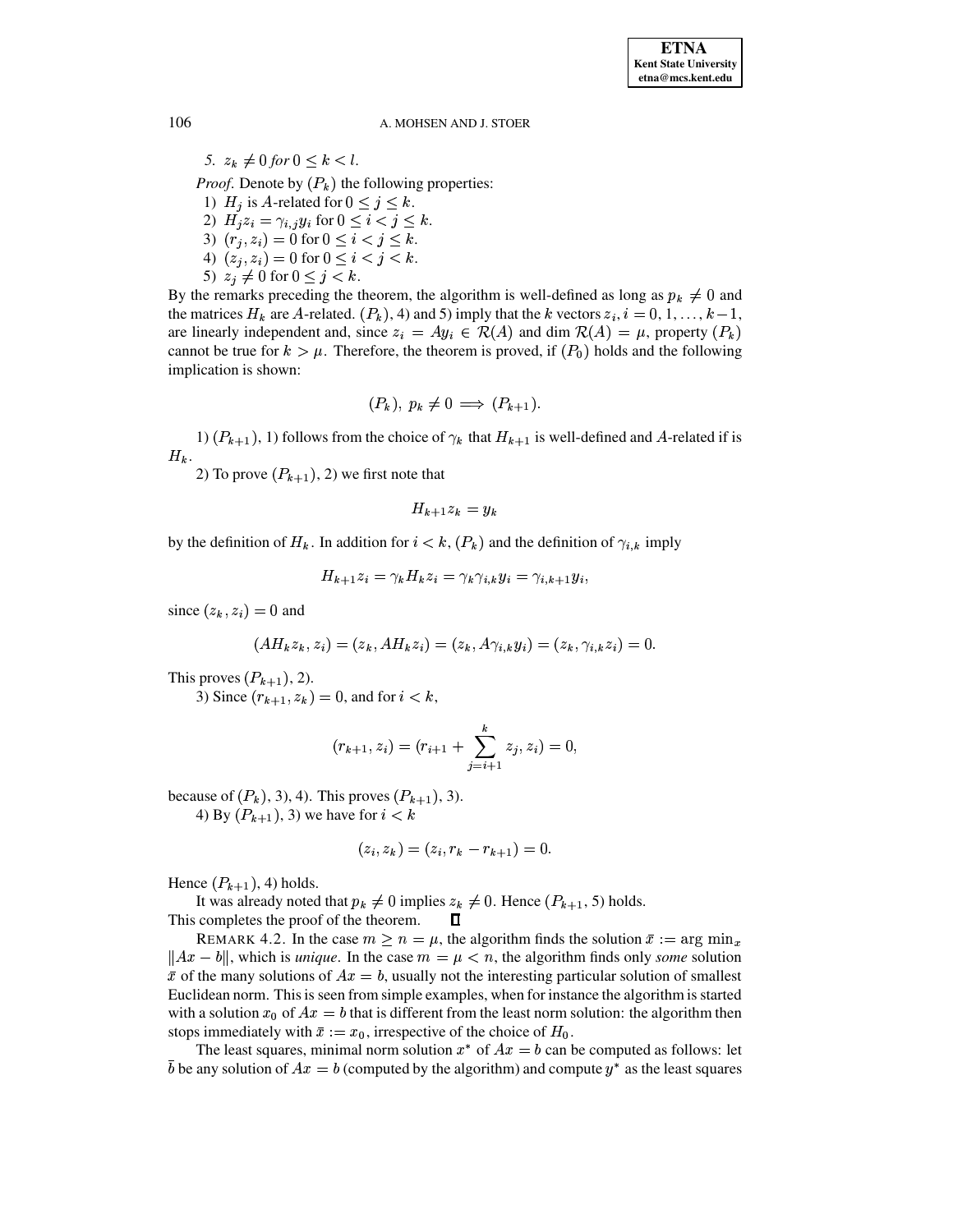*5.* $z_k \neq 0$ *for* $0 \leq k < l$.

*Proof.* Denote by $(P_k)$ the following properties:

1) $H_j$ is $A$-related for $0 \leq j \leq k$.
2) $H_j z_i = \gamma_{i,j} y_i$ for $0 \leq i < j \leq k$.
3) $(r_j, z_i) = 0$ for $0 \leq i < j \leq k$.
4) $(z_j, z_i) = 0$ for $0 \leq i < j < k$.
5) $z_j \neq 0$ for $0 \leq j < k$.

By the remarks preceding the theorem, the algorithm is well-defined as long as $p_k \neq 0$ and the matrices $H_k$ are $A$-related. $(P_k)$, 4) and 5) imply that the $k$ vectors $z_i$, $i = 0, 1, \ldots, k-1$, are linearly independent and, since $z_i = Ay_i \in \mathcal{R}(A)$ and $\dim \mathcal{R}(A) = \mu$, property $(P_k)$ cannot be true for $k > \mu$. Therefore, the theorem is proved, if $(P_0)$ holds and the following implication is shown:

$$(P_k),\ p_k \neq 0 \implies (P_{k+1}).$$

1) $(P_{k+1})$, 1) follows from the choice of $\gamma_k$ that $H_{k+1}$ is well-defined and $A$-related if is $H_k$.

2) To prove $(P_{k+1})$, 2) we first note that

$$H_{k+1} z_k = y_k$$

by the definition of $H_k$. In addition for $i < k$, $(P_k)$ and the definition of $\gamma_{i,k}$ imply

$$H_{k+1} z_i = \gamma_k H_k z_i = \gamma_k \gamma_{i,k} y_i = \gamma_{i,k+1} y_i,$$

since $(z_k, z_i) = 0$ and

$$(AH_k z_k, z_i) = (z_k, AH_k z_i) = (z_k, A\gamma_{i,k} y_i) = (z_k, \gamma_{i,k} z_i) = 0.$$

This proves $(P_{k+1})$, 2).

3) Since $(r_{k+1}, z_k) = 0$, and for $i < k$,

$$(r_{k+1}, z_i) = (r_{i+1} + \sum_{j=i+1}^{k} z_j, z_i) = 0,$$

because of $(P_k)$, 3), 4). This proves $(P_{k+1})$, 3).

4) By $(P_{k+1})$, 3) we have for $i < k$

$$(z_i, z_k) = (z_i, r_k - r_{k+1}) = 0.$$

Hence $(P_{k+1})$, 4) holds.

It was already noted that $p_k \neq 0$ implies $z_k \neq 0$. Hence $(P_{k+1}, 5)$ holds.
This completes the proof of the theorem. ∎

REMARK 4.2. In the case $m \geq n = \mu$, the algorithm finds the solution $\bar{x} := \arg\min_x \|Ax - b\|$, which is *unique*. In the case $m = \mu < n$, the algorithm finds only *some* solution $\bar{x}$ of the many solutions of $Ax = b$, usually not the interesting particular solution of smallest Euclidean norm. This is seen from simple examples, when for instance the algorithm is started with a solution $x_0$ of $Ax = b$ that is different from the least norm solution: the algorithm then stops immediately with $\bar{x} := x_0$, irrespective of the choice of $H_0$.

The least squares, minimal norm solution $x^*$ of $Ax = b$ can be computed as follows: let $\bar{b}$ be any solution of $Ax = b$ (computed by the algorithm) and compute $y^*$ as the least squares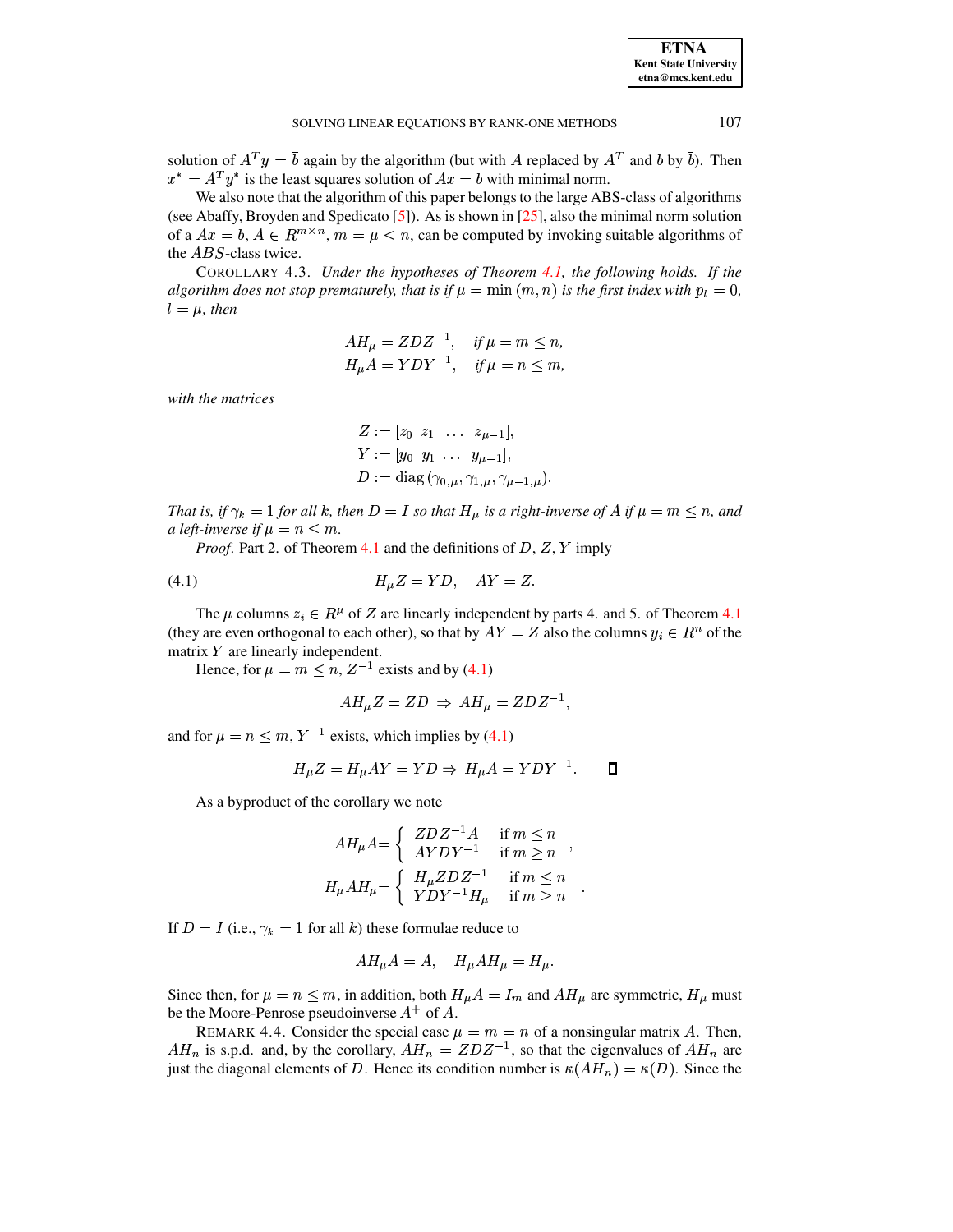solution of $A^T y = \bar{b}$ again by the algorithm (but with $A$ replaced by $A^T$ and $b$ by $\bar{b}$). Then $x^* = A^T y^*$ is the least squares solution of $Ax = b$ with minimal norm.

We also note that the algorithm of this paper belongs to the large ABS-class of algorithms (see Abaffy, Broyden and Spedicato [5]). As is shown in [25], also the minimal norm solution of a $Ax = b$, $A \in R^{m\times n}$, $m = \mu < n$, can be computed by invoking suitable algorithms of the $ABS$-class twice.

COROLLARY 4.3. *Under the hypotheses of Theorem 4.1, the following holds. If the algorithm does not stop prematurely, that is if $\mu = \min(m, n)$ is the first index with $p_l = 0$, $l = \mu$, then*

$$
\begin{aligned}
AH_\mu &= ZDZ^{-1}, \quad \text{if } \mu = m \le n,\\
H_\mu A &= YDY^{-1}, \quad \text{if } \mu = n \le m,
\end{aligned}
$$

*with the matrices*

$$
\begin{aligned}
Z &:= [z_0 \;\; z_1 \;\; \ldots \;\; z_{\mu-1}],\\
Y &:= [y_0 \;\; y_1 \;\; \ldots \;\; y_{\mu-1}],\\
D &:= \operatorname{diag}(\gamma_{0,\mu}, \gamma_{1,\mu}, \gamma_{\mu-1,\mu}).
\end{aligned}
$$

*That is, if $\gamma_k = 1$ for all $k$, then $D = I$ so that $H_\mu$ is a right-inverse of $A$ if $\mu = m \le n$, and a left-inverse if $\mu = n \le m$.*

*Proof*. Part 2. of Theorem 4.1 and the definitions of $D$, $Z$, $Y$ imply

$$
H_\mu Z = YD, \quad AY = Z. \tag{4.1}
$$

The $\mu$ columns $z_i \in R^\mu$ of $Z$ are linearly independent by parts 4. and 5. of Theorem 4.1 (they are even orthogonal to each other), so that by $AY = Z$ also the columns $y_i \in R^n$ of the matrix $Y$ are linearly independent.

Hence, for $\mu = m \le n$, $Z^{-1}$ exists and by (4.1)

$$
AH_\mu Z = ZD \;\Rightarrow\; AH_\mu = ZDZ^{-1},
$$

and for $\mu = n \le m$, $Y^{-1}$ exists, which implies by (4.1)

$$
H_\mu Z = H_\mu AY = YD \Rightarrow H_\mu A = YDY^{-1}. \qquad \square
$$

As a byproduct of the corollary we note

$$
\begin{aligned}
AH_\mu A &= \begin{cases} ZDZ^{-1}A & \text{if } m \le n \\ AYDY^{-1} & \text{if } m \ge n \end{cases},\\
H_\mu AH_\mu &= \begin{cases} H_\mu ZDZ^{-1} & \text{if } m \le n \\ YDY^{-1}H_\mu & \text{if } m \ge n \end{cases}.
\end{aligned}
$$

If $D = I$ (i.e., $\gamma_k = 1$ for all $k$) these formulae reduce to

$$
AH_\mu A = A, \quad H_\mu AH_\mu = H_\mu.
$$

Since then, for $\mu = n \le m$, in addition, both $H_\mu A = I_m$ and $AH_\mu$ are symmetric, $H_\mu$ must be the Moore-Penrose pseudoinverse $A^+$ of $A$.

REMARK 4.4. Consider the special case $\mu = m = n$ of a nonsingular matrix $A$. Then, $AH_n$ is s.p.d. and, by the corollary, $AH_n = ZDZ^{-1}$, so that the eigenvalues of $AH_n$ are just the diagonal elements of $D$. Hence its condition number is $\kappa(AH_n) = \kappa(D)$. Since the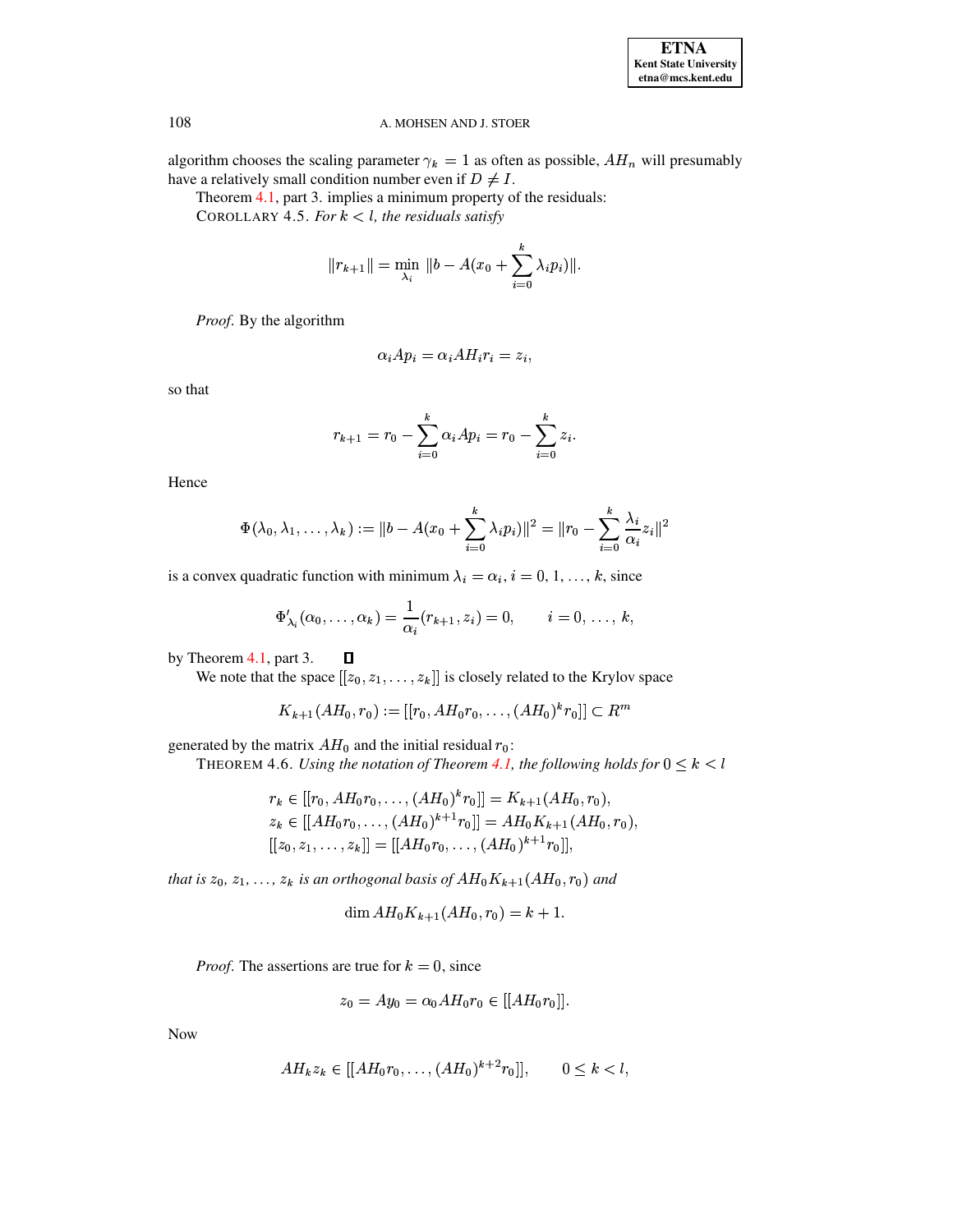algorithm chooses the scaling parameter $\gamma_k = 1$ as often as possible, $AH_n$ will presumably have a relatively small condition number even if $D \neq I$.

Theorem 4.1, part 3. implies a minimum property of the residuals:

COROLLARY 4.5. *For $k < l$, the residuals satisfy*

$$\|r_{k+1}\| = \min_{\lambda_i} \|b - A(x_0 + \sum_{i=0}^{k} \lambda_i p_i)\|.$$

*Proof.* By the algorithm

$$\alpha_i A p_i = \alpha_i A H_i r_i = z_i,$$

so that

$$r_{k+1} = r_0 - \sum_{i=0}^{k} \alpha_i A p_i = r_0 - \sum_{i=0}^{k} z_i.$$

Hence

$$\Phi(\lambda_0, \lambda_1, \ldots, \lambda_k) := \|b - A(x_0 + \sum_{i=0}^{k} \lambda_i p_i)\|^2 = \|r_0 - \sum_{i=0}^{k} \frac{\lambda_i}{\alpha_i} z_i\|^2$$

is a convex quadratic function with minimum $\lambda_i = \alpha_i$, $i = 0, 1, \ldots, k$, since

$$\Phi'_{\lambda_i}(\alpha_0, \ldots, \alpha_k) = \frac{1}{\alpha_i}(r_{k+1}, z_i) = 0, \qquad i = 0, \ldots, k,$$

by Theorem 4.1, part 3. ∎

We note that the space $[[z_0, z_1, \ldots, z_k]]$ is closely related to the Krylov space

$$K_{k+1}(AH_0, r_0) := [[r_0, AH_0 r_0, \ldots, (AH_0)^k r_0]] \subset R^m$$

generated by the matrix $AH_0$ and the initial residual $r_0$:

THEOREM 4.6. *Using the notation of Theorem 4.1, the following holds for $0 \le k < l$*

$$\begin{aligned}
r_k &\in [[r_0, AH_0 r_0, \ldots, (AH_0)^k r_0]] = K_{k+1}(AH_0, r_0), \\
z_k &\in [[AH_0 r_0, \ldots, (AH_0)^{k+1} r_0]] = AH_0 K_{k+1}(AH_0, r_0), \\
[[z_0, z_1, \ldots, z_k]] &= [[AH_0 r_0, \ldots, (AH_0)^{k+1} r_0]],
\end{aligned}$$

*that is $z_0, z_1, \ldots, z_k$ is an orthogonal basis of $AH_0 K_{k+1}(AH_0, r_0)$ and*

$$\dim AH_0 K_{k+1}(AH_0, r_0) = k + 1.$$

*Proof.* The assertions are true for $k = 0$, since

$$z_0 = A y_0 = \alpha_0 A H_0 r_0 \in [[AH_0 r_0]].$$

Now

$$AH_k z_k \in [[AH_0 r_0, \ldots, (AH_0)^{k+2} r_0]], \qquad 0 \le k < l,$$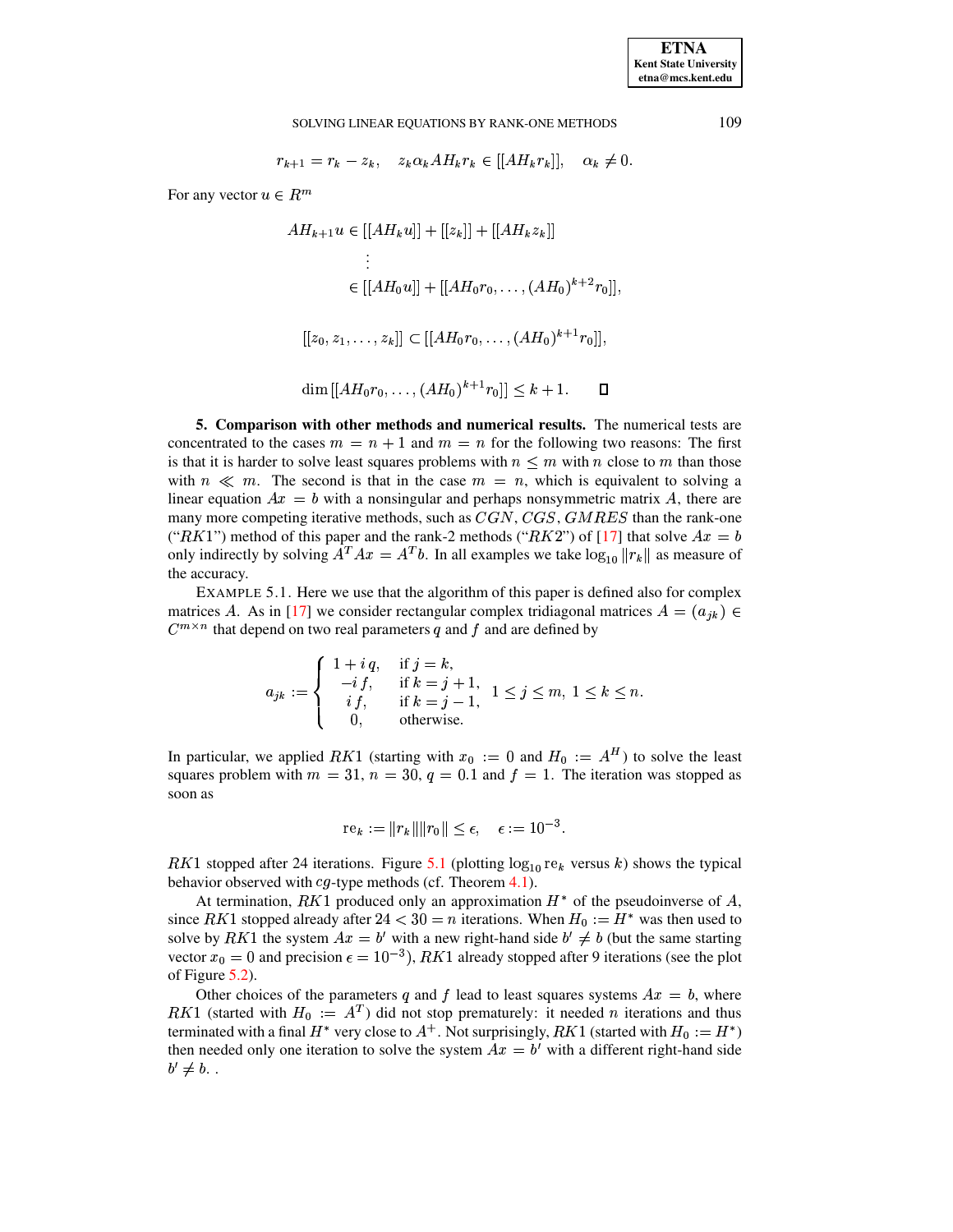$$r_{k+1} = r_k - z_k, \quad z_k \alpha_k A H_k r_k \in [[AH_k r_k]], \quad \alpha_k \neq 0.$$

For any vector $u \in R^m$

$$\begin{aligned} AH_{k+1}u &\in [[AH_k u]] + [[z_k]] + [[AH_k z_k]] \\ &\;\;\vdots \\ &\in [[AH_0 u]] + [[AH_0 r_0, \ldots, (AH_0)^{k+2} r_0]], \end{aligned}$$

$$[[z_0, z_1, \ldots, z_k]] \subset [[AH_0 r_0, \ldots, (AH_0)^{k+1} r_0]],$$

$$\dim [[AH_0 r_0, \ldots, (AH_0)^{k+1} r_0]] \leq k+1. \qquad \square$$

**5. Comparison with other methods and numerical results.** The numerical tests are concentrated to the cases $m = n+1$ and $m = n$ for the following two reasons: The first is that it is harder to solve least squares problems with $n \leq m$ with $n$ close to $m$ than those with $n \ll m$. The second is that in the case $m = n$, which is equivalent to solving a linear equation $Ax = b$ with a nonsingular and perhaps nonsymmetric matrix $A$, there are many more competing iterative methods, such as $CGN$, $CGS$, $GMRES$ than the rank-one ("$RK1$") method of this paper and the rank-2 methods ("$RK2$") of [17] that solve $Ax = b$ only indirectly by solving $A^T Ax = A^T b$. In all examples we take $\log_{10} \|r_k\|$ as measure of the accuracy.

EXAMPLE 5.1. Here we use that the algorithm of this paper is defined also for complex matrices $A$. As in [17] we consider rectangular complex tridiagonal matrices $A = (a_{jk}) \in C^{m \times n}$ that depend on two real parameters $q$ and $f$ and are defined by

$$a_{jk} := \begin{cases} 1 + i\,q, & \text{if } j = k, \\ -i\,f, & \text{if } k = j+1, \\ i\,f, & \text{if } k = j-1, \\ 0, & \text{otherwise.} \end{cases} \quad 1 \leq j \leq m,\ 1 \leq k \leq n.$$

In particular, we applied $RK1$ (starting with $x_0 := 0$ and $H_0 := A^H$) to solve the least squares problem with $m = 31$, $n = 30$, $q = 0.1$ and $f = 1$. The iteration was stopped as soon as

$$\text{re}_k := \|r_k\| \|r_0\| \leq \epsilon, \quad \epsilon := 10^{-3}.$$

$RK1$ stopped after 24 iterations. Figure 5.1 (plotting $\log_{10} \text{re}_k$ versus $k$) shows the typical behavior observed with $cg$-type methods (cf. Theorem 4.1).

At termination, $RK1$ produced only an approximation $H^*$ of the pseudoinverse of $A$, since $RK1$ stopped already after $24 < 30 = n$ iterations. When $H_0 := H^*$ was then used to solve by $RK1$ the system $Ax = b'$ with a new right-hand side $b' \neq b$ (but the same starting vector $x_0 = 0$ and precision $\epsilon = 10^{-3}$), $RK1$ already stopped after 9 iterations (see the plot of Figure 5.2).

Other choices of the parameters $q$ and $f$ lead to least squares systems $Ax = b$, where $RK1$ (started with $H_0 := A^T$) did not stop prematurely: it needed $n$ iterations and thus terminated with a final $H^*$ very close to $A^+$. Not surprisingly, $RK1$ (started with $H_0 := H^*$) then needed only one iteration to solve the system $Ax = b'$ with a different right-hand side $b' \neq b$. .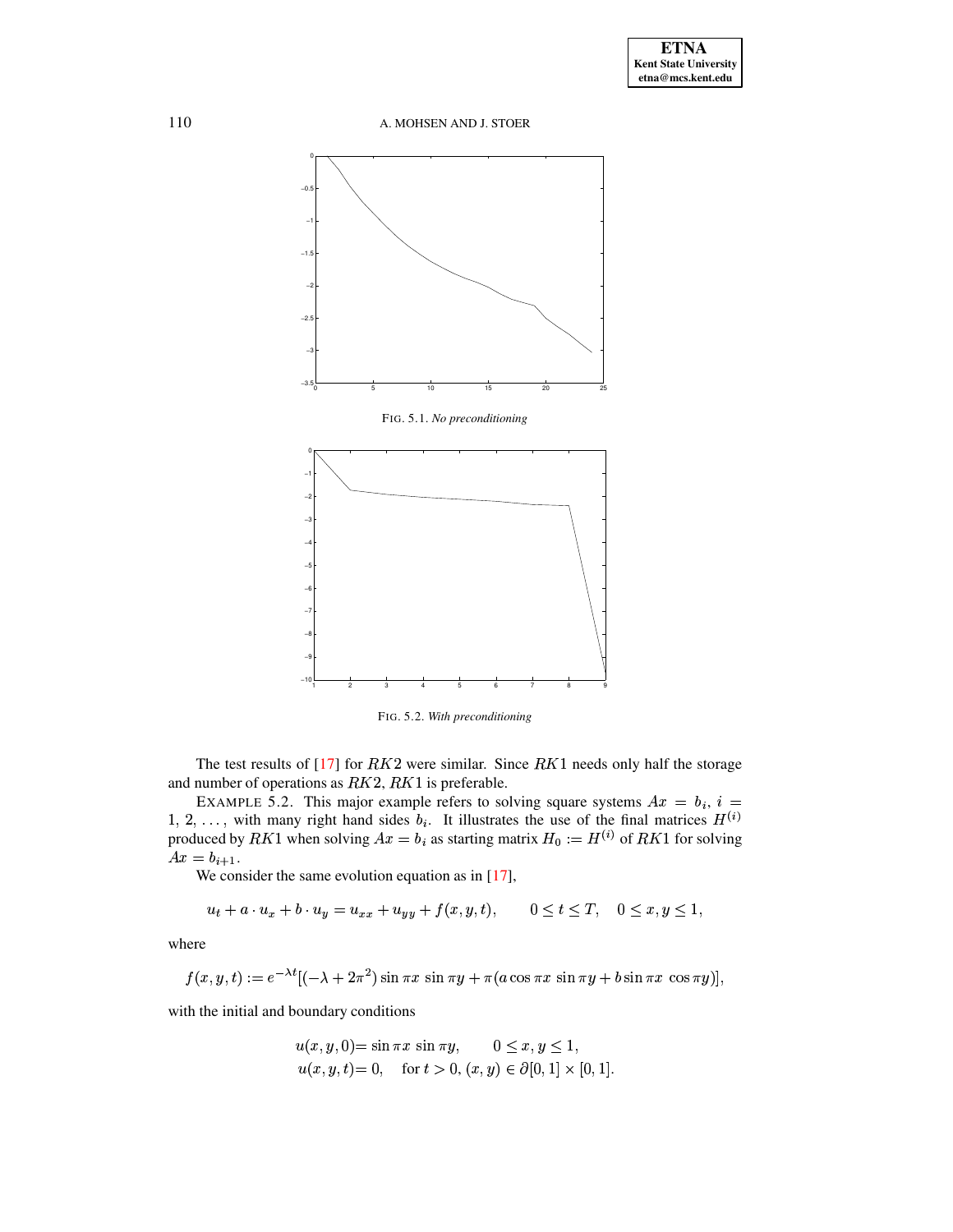FIG. 5.1. *No preconditioning*

FIG. 5.2. *With preconditioning*

The test results of [17] for $RK2$ were similar. Since $RK1$ needs only half the storage and number of operations as $RK2$, $RK1$ is preferable.

EXAMPLE 5.2. This major example refers to solving square systems $Ax = b_i$, $i = 1, 2, \ldots,$ with many right hand sides $b_i$. It illustrates the use of the final matrices $H^{(i)}$ produced by $RK1$ when solving $Ax = b_i$ as starting matrix $H_0 := H^{(i)}$ of $RK1$ for solving $Ax = b_{i+1}$.

We consider the same evolution equation as in [17],

$$u_t + a \cdot u_x + b \cdot u_y = u_{xx} + u_{yy} + f(x, y, t), \qquad 0 \le t \le T, \quad 0 \le x, y \le 1,$$

where

$$f(x, y, t) := e^{-\lambda t}[(-\lambda + 2\pi^2) \sin \pi x \, \sin \pi y + \pi(a \cos \pi x \, \sin \pi y + b \sin \pi x \, \cos \pi y)],$$

with the initial and boundary conditions

$$\begin{aligned} u(x, y, 0) &= \sin \pi x \, \sin \pi y, \qquad 0 \le x, y \le 1, \\ u(x, y, t) &= 0, \quad \text{for } t > 0, \, (x, y) \in \partial[0, 1] \times [0, 1]. \end{aligned}$$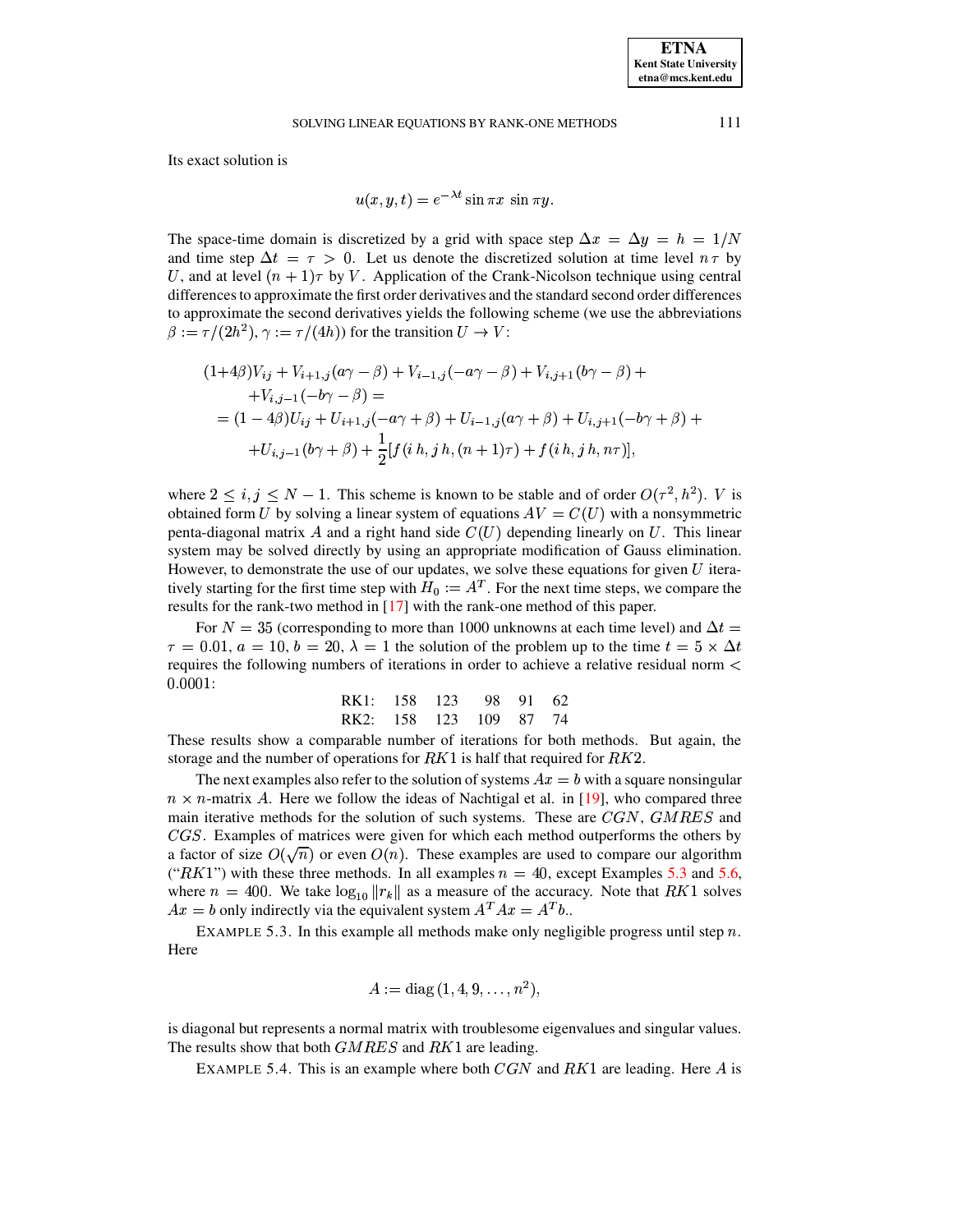Its exact solution is

$$u(x, y, t) = e^{-\lambda t} \sin \pi x \, \sin \pi y.$$

The space-time domain is discretized by a grid with space step $\Delta x = \Delta y = h = 1/N$ and time step $\Delta t = \tau > 0$. Let us denote the discretized solution at time level $n\tau$ by $U$, and at level $(n+1)\tau$ by $V$. Application of the Crank-Nicolson technique using central differences to approximate the first order derivatives and the standard second order differences to approximate the second derivatives yields the following scheme (we use the abbreviations $\beta := \tau/(2h^2)$, $\gamma := \tau/(4h)$) for the transition $U \to V$:

$$\begin{aligned}
&(1+4\beta)V_{ij} + V_{i+1,j}(a\gamma - \beta) + V_{i-1,j}(-a\gamma - \beta) + V_{i,j+1}(b\gamma - \beta) + \\
&\quad + V_{i,j-1}(-b\gamma - \beta) = \\
&= (1 - 4\beta)U_{ij} + U_{i+1,j}(-a\gamma + \beta) + U_{i-1,j}(a\gamma + \beta) + U_{i,j+1}(-b\gamma + \beta) + \\
&\quad + U_{i,j-1}(b\gamma + \beta) + \frac{1}{2}[f(i\,h, j\,h, (n+1)\tau) + f(i\,h, j\,h, n\tau)],
\end{aligned}$$

where $2 \leq i, j \leq N-1$. This scheme is known to be stable and of order $O(\tau^2, h^2)$. $V$ is obtained form $U$ by solving a linear system of equations $AV = C(U)$ with a nonsymmetric penta-diagonal matrix $A$ and a right hand side $C(U)$ depending linearly on $U$. This linear system may be solved directly by using an appropriate modification of Gauss elimination. However, to demonstrate the use of our updates, we solve these equations for given $U$ iteratively starting for the first time step with $H_0 := A^T$. For the next time steps, we compare the results for the rank-two method in [17] with the rank-one method of this paper.

For $N = 35$ (corresponding to more than 1000 unknowns at each time level) and $\Delta t = \tau = 0.01$, $a = 10$, $b = 20$, $\lambda = 1$ the solution of the problem up to the time $t = 5 \times \Delta t$ requires the following numbers of iterations in order to achieve a relative residual norm $< 0.0001$:

| | | | | | |
|---|---|---|---|---|---|
| RK1: | 158 | 123 | 98 | 91 | 62 |
| RK2: | 158 | 123 | 109 | 87 | 74 |

These results show a comparable number of iterations for both methods. But again, the storage and the number of operations for $RK1$ is half that required for $RK2$.

The next examples also refer to the solution of systems $Ax = b$ with a square nonsingular $n \times n$-matrix $A$. Here we follow the ideas of Nachtigal et al. in [19], who compared three main iterative methods for the solution of such systems. These are $CGN$, $GMRES$ and $CGS$. Examples of matrices were given for which each method outperforms the others by a factor of size $O(\sqrt{n})$ or even $O(n)$. These examples are used to compare our algorithm ("$RK1$") with these three methods. In all examples $n = 40$, except Examples 5.3 and 5.6, where $n = 400$. We take $\log_{10} \|r_k\|$ as a measure of the accuracy. Note that $RK1$ solves $Ax = b$ only indirectly via the equivalent system $A^T Ax = A^T b$..

EXAMPLE 5.3. In this example all methods make only negligible progress until step $n$. Here

$$A := \operatorname{diag}(1, 4, 9, \ldots, n^2),$$

is diagonal but represents a normal matrix with troublesome eigenvalues and singular values. The results show that both $GMRES$ and $RK1$ are leading.

EXAMPLE 5.4. This is an example where both $CGN$ and $RK1$ are leading. Here $A$ is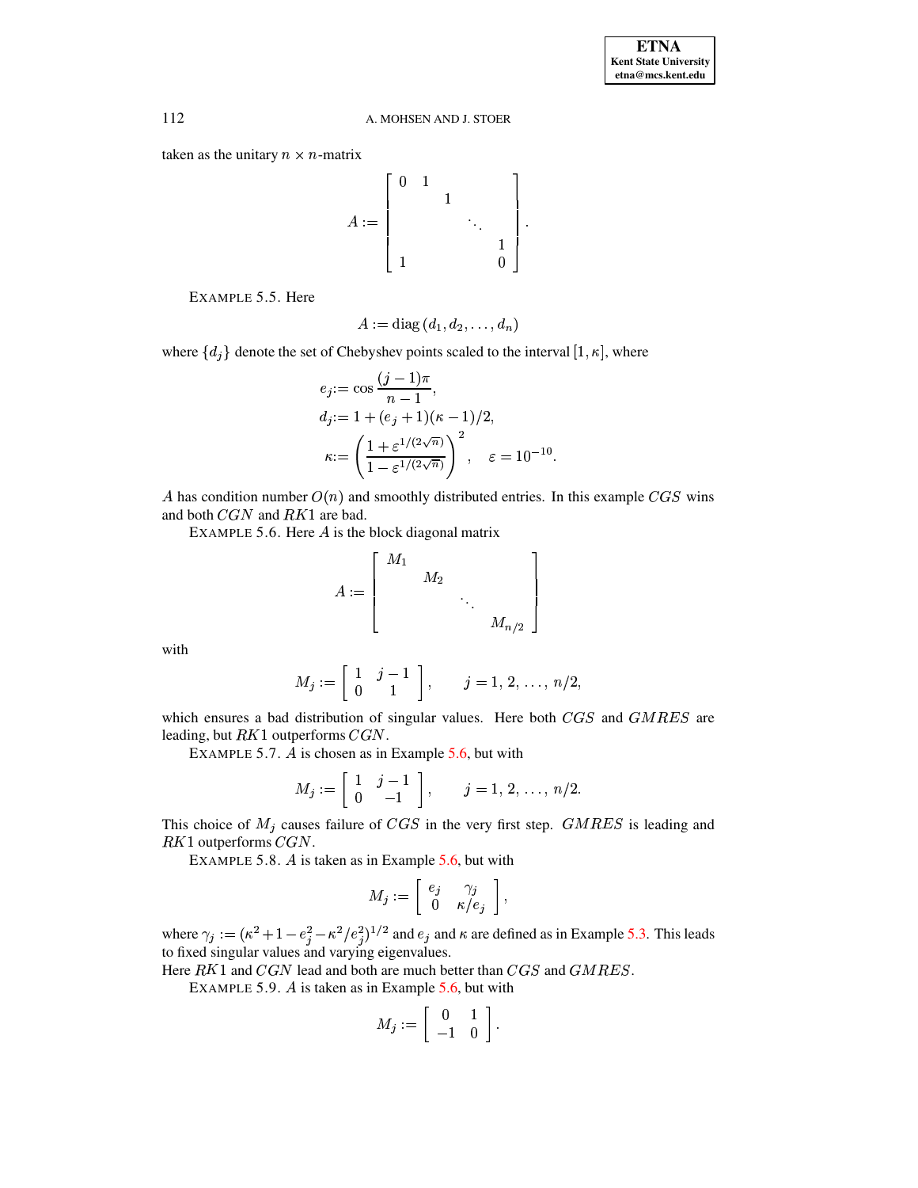taken as the unitary $n \times n$-matrix

$$A := \begin{bmatrix} 0 & 1 & & & \\ & & 1 & & \\ & & & \ddots & \\ & & & & 1 \\ 1 & & & & 0 \end{bmatrix}.$$

EXAMPLE 5.5. Here

$$A := \operatorname{diag}(d_1, d_2, \ldots, d_n)$$

where $\{d_j\}$ denote the set of Chebyshev points scaled to the interval $[1, \kappa]$, where

$$\begin{aligned} e_j &:= \cos \frac{(j-1)\pi}{n-1}, \\ d_j &:= 1 + (e_j + 1)(\kappa - 1)/2, \\ \kappa &:= \left( \frac{1 + \varepsilon^{1/(2\sqrt{n})}}{1 - \varepsilon^{1/(2\sqrt{n})}} \right)^2, \quad \varepsilon = 10^{-10}. \end{aligned}$$

$A$ has condition number $O(n)$ and smoothly distributed entries. In this example $CGS$ wins and both $CGN$ and $RK1$ are bad.

EXAMPLE 5.6. Here $A$ is the block diagonal matrix

$$A := \begin{bmatrix} M_1 & & & \\ & M_2 & & \\ & & \ddots & \\ & & & M_{n/2} \end{bmatrix}$$

with

$$M_j := \begin{bmatrix} 1 & j-1 \\ 0 & 1 \end{bmatrix}, \qquad j = 1, 2, \ldots, n/2,$$

which ensures a bad distribution of singular values. Here both $CGS$ and $GMRES$ are leading, but $RK1$ outperforms $CGN$.

EXAMPLE 5.7. $A$ is chosen as in Example 5.6, but with

$$M_j := \begin{bmatrix} 1 & j-1 \\ 0 & -1 \end{bmatrix}, \qquad j = 1, 2, \ldots, n/2.$$

This choice of $M_j$ causes failure of $CGS$ in the very first step. $GMRES$ is leading and $RK1$ outperforms $CGN$.

EXAMPLE 5.8. $A$ is taken as in Example 5.6, but with

$$M_j := \begin{bmatrix} e_j & \gamma_j \\ 0 & \kappa/e_j \end{bmatrix},$$

where $\gamma_j := (\kappa^2 + 1 - e_j^2 - \kappa^2/e_j^2)^{1/2}$ and $e_j$ and $\kappa$ are defined as in Example 5.3. This leads to fixed singular values and varying eigenvalues.

Here $RK1$ and $CGN$ lead and both are much better than $CGS$ and $GMRES$.

EXAMPLE 5.9. $A$ is taken as in Example 5.6, but with

$$M_j := \begin{bmatrix} 0 & 1 \\ -1 & 0 \end{bmatrix}.$$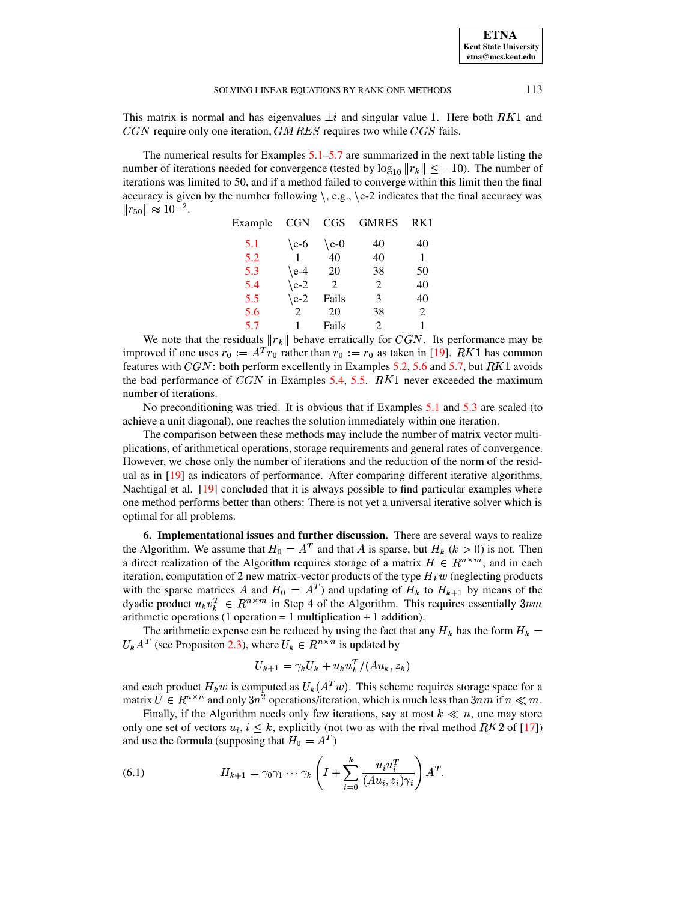This matrix is normal and has eigenvalues $\pm i$ and singular value 1. Here both $RK1$ and $CGN$ require only one iteration, $GMRES$ requires two while $CGS$ fails.

The numerical results for Examples 5.1–5.7 are summarized in the next table listing the number of iterations needed for convergence (tested by $\log_{10} \|r_k\| \leq -10$). The number of iterations was limited to 50, and if a method failed to converge within this limit then the final accuracy is given by the number following \, e.g., \e-2 indicates that the final accuracy was $\|r_{50}\| \approx 10^{-2}$.

| Example | CGN | CGS | GMRES | RK1 |
|---|---|---|---|---|
| 5.1 | \e-6 | \e-0 | 40 | 40 |
| 5.2 | 1 | 40 | 40 | 1 |
| 5.3 | \e-4 | 20 | 38 | 50 |
| 5.4 | \e-2 | 2 | 2 | 40 |
| 5.5 | \e-2 | Fails | 3 | 40 |
| 5.6 | 2 | 20 | 38 | 2 |
| 5.7 | 1 | Fails | 2 | 1 |

We note that the residuals $\|r_k\|$ behave erratically for $CGN$. Its performance may be improved if one uses $\bar{r}_0 := A^T r_0$ rather than $\bar{r}_0 := r_0$ as taken in [19]. $RK1$ has common features with $CGN$: both perform excellently in Examples 5.2, 5.6 and 5.7, but $RK1$ avoids the bad performance of $CGN$ in Examples 5.4, 5.5. $RK1$ never exceeded the maximum number of iterations.

No preconditioning was tried. It is obvious that if Examples 5.1 and 5.3 are scaled (to achieve a unit diagonal), one reaches the solution immediately within one iteration.

The comparison between these methods may include the number of matrix vector multiplications, of arithmetical operations, storage requirements and general rates of convergence. However, we chose only the number of iterations and the reduction of the norm of the residual as in [19] as indicators of performance. After comparing different iterative algorithms, Nachtigal et al. [19] concluded that it is always possible to find particular examples where one method performs better than others: There is not yet a universal iterative solver which is optimal for all problems.

**6. Implementational issues and further discussion.** There are several ways to realize the Algorithm. We assume that $H_0 = A^T$ and that $A$ is sparse, but $H_k$ $(k > 0)$ is not. Then a direct realization of the Algorithm requires storage of a matrix $H \in R^{n \times m}$, and in each iteration, computation of 2 new matrix-vector products of the type $H_k w$ (neglecting products with the sparse matrices $A$ and $H_0 = A^T$) and updating of $H_k$ to $H_{k+1}$ by means of the dyadic product $u_k v_k^T \in R^{n \times m}$ in Step 4 of the Algorithm. This requires essentially $3nm$ arithmetic operations (1 operation = 1 multiplication + 1 addition).

The arithmetic expense can be reduced by using the fact that any $H_k$ has the form $H_k = U_k A^T$ (see Propositon 2.3), where $U_k \in R^{n \times n}$ is updated by

$$U_{k+1} = \gamma_k U_k + u_k u_k^T / (Au_k, z_k)$$

and each product $H_k w$ is computed as $U_k(A^T w)$. This scheme requires storage space for a matrix $U \in R^{n \times n}$ and only $3n^2$ operations/iteration, which is much less than $3nm$ if $n \ll m$.

Finally, if the Algorithm needs only few iterations, say at most $k \ll n$, one may store only one set of vectors $u_i$, $i \leq k$, explicitly (not two as with the rival method $RK2$ of [17]) and use the formula (supposing that $H_0 = A^T$)

$$H_{k+1} = \gamma_0 \gamma_1 \cdots \gamma_k \left( I + \sum_{i=0}^{k} \frac{u_i u_i^T}{(Au_i, z_i)\gamma_i} \right) A^T. \tag{6.1}$$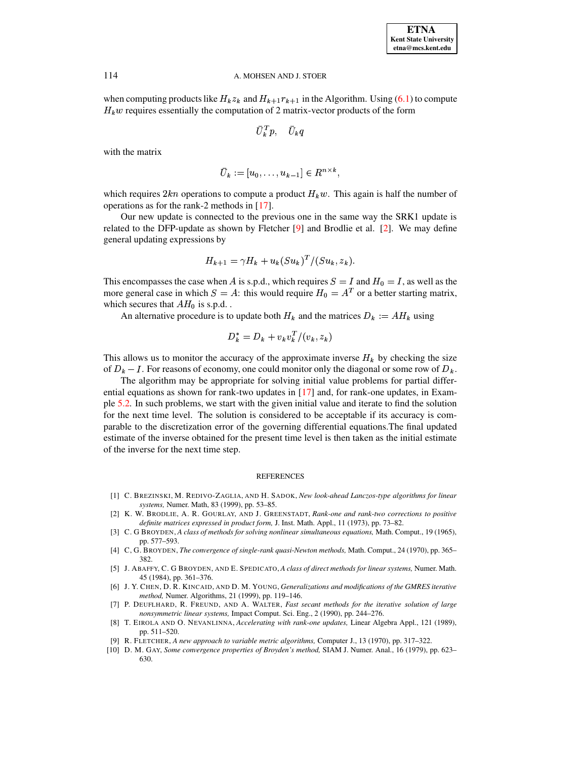when computing products like $H_k z_k$ and $H_{k+1} r_{k+1}$ in the Algorithm. Using (6.1) to compute $H_k w$ requires essentially the computation of 2 matrix-vector products of the form

$$\bar{U}_k^T p, \quad \bar{U}_k q$$

with the matrix

$$\bar{U}_k := [u_0, \ldots, u_{k-1}] \in R^{n \times k},$$

which requires $2kn$ operations to compute a product $H_k w$. This again is half the number of operations as for the rank-2 methods in [17].

Our new update is connected to the previous one in the same way the SRK1 update is related to the DFP-update as shown by Fletcher [9] and Brodlie et al. [2]. We may define general updating expressions by

$$H_{k+1} = \gamma H_k + u_k (S u_k)^T / (S u_k, z_k).$$

This encompasses the case when $A$ is s.p.d., which requires $S = I$ and $H_0 = I$, as well as the more general case in which $S = A$: this would require $H_0 = A^T$ or a better starting matrix, which secures that $AH_0$ is s.p.d. .

An alternative procedure is to update both $H_k$ and the matrices $D_k := AH_k$ using

$$D_k^* = D_k + v_k v_k^T / (v_k, z_k)$$

This allows us to monitor the accuracy of the approximate inverse $H_k$ by checking the size of $D_k - I$. For reasons of economy, one could monitor only the diagonal or some row of $D_k$.

The algorithm may be appropriate for solving initial value problems for partial differential equations as shown for rank-two updates in [17] and, for rank-one updates, in Example 5.2. In such problems, we start with the given initial value and iterate to find the solution for the next time level. The solution is considered to be acceptable if its accuracy is comparable to the discretization error of the governing differential equations.The final updated estimate of the inverse obtained for the present time level is then taken as the initial estimate of the inverse for the next time step.

## REFERENCES

[1] C. Brezinski, M. Redivo-Zaglia, and H. Sadok, *New look-ahead Lanczos-type algorithms for linear systems,* Numer. Math, 83 (1999), pp. 53–85.

[2] K. W. Brodlie, A. R. Gourlay, and J. Greenstadt, *Rank-one and rank-two corrections to positive definite matrices expressed in product form,* J. Inst. Math. Appl., 11 (1973), pp. 73–82.

[3] C. G Broyden, *A class of methods for solving nonlinear simultaneous equations,* Math. Comput., 19 (1965), pp. 577–593.

[4] C, G. Broyden, *The convergence of single-rank quasi-Newton methods,* Math. Comput., 24 (1970), pp. 365–382.

[5] J. Abaffy, C. G Broyden, and E. Spedicato, *A class of direct methods for linear systems,* Numer. Math. 45 (1984), pp. 361–376.

[6] J. Y. Chen, D. R. Kincaid, and D. M. Young, *Generalizations and modifications of the GMRES iterative method,* Numer. Algorithms, 21 (1999), pp. 119–146.

[7] P. Deuflhard, R. Freund, and A. Walter, *Fast secant methods for the iterative solution of large nonsymmetric linear systems,* Impact Comput. Sci. Eng., 2 (1990), pp. 244–276.

[8] T. Eirola and O. Nevanlinna, *Accelerating with rank-one updates,* Linear Algebra Appl., 121 (1989), pp. 511–520.

[9] R. Fletcher, *A new approach to variable metric algorithms,* Computer J., 13 (1970), pp. 317–322.

[10] D. M. Gay, *Some convergence properties of Broyden's method,* SIAM J. Numer. Anal., 16 (1979), pp. 623–630.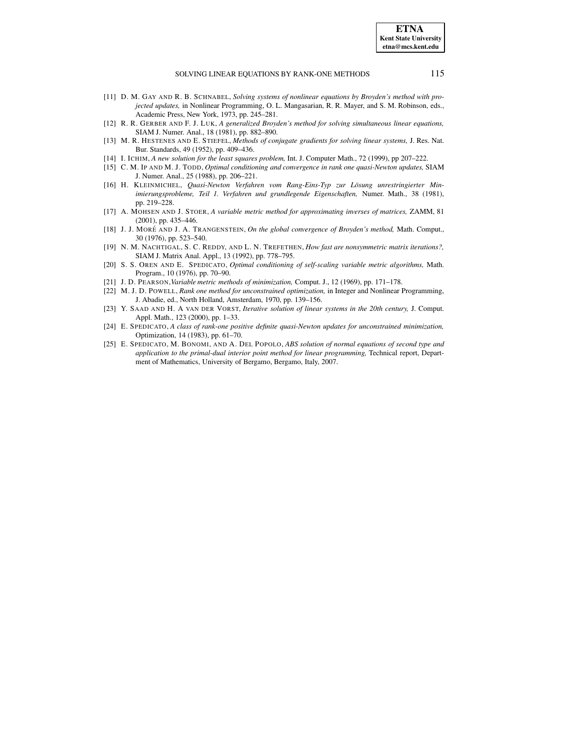[11] D. M. GAY AND R. B. SCHNABEL, *Solving systems of nonlinear equations by Broyden's method with projected updates,* in Nonlinear Programming, O. L. Mangasarian, R. R. Mayer, and S. M. Robinson, eds., Academic Press, New York, 1973, pp. 245–281.

[12] R. R. GERBER AND F. J. LUK, *A generalized Broyden's method for solving simultaneous linear equations,* SIAM J. Numer. Anal., 18 (1981), pp. 882–890.

[13] M. R. HESTENES AND E. STIEFEL, *Methods of conjugate gradients for solving linear systems,* J. Res. Nat. Bur. Standards, 49 (1952), pp. 409–436.

[14] I. ICHIM, *A new solution for the least squares problem,* Int. J. Computer Math., 72 (1999), pp 207–222.

[15] C. M. IP AND M. J. TODD, *Optimal conditioning and convergence in rank one quasi-Newton updates,* SIAM J. Numer. Anal., 25 (1988), pp. 206–221.

[16] H. KLEINMICHEL, *Quasi-Newton Verfahren vom Rang-Eins-Typ zur Lösung unrestringierter Minimierungsprobleme, Teil 1. Verfahren und grundlegende Eigenschaften,* Numer. Math., 38 (1981), pp. 219–228.

[17] A. MOHSEN AND J. STOER, *A variable metric method for approximating inverses of matrices,* ZAMM, 81 (2001), pp. 435–446.

[18] J. J. MORÉ AND J. A. TRANGENSTEIN, *On the global convergence of Broyden's method,* Math. Comput., 30 (1976), pp. 523–540.

[19] N. M. NACHTIGAL, S. C. REDDY, AND L. N. TREFETHEN, *How fast are nonsymmetric matrix iterations?,* SIAM J. Matrix Anal. Appl., 13 (1992), pp. 778–795.

[20] S. S. OREN AND E. SPEDICATO, *Optimal conditioning of self-scaling variable metric algorithms,* Math. Program., 10 (1976), pp. 70–90.

[21] J. D. PEARSON, *Variable metric methods of minimization,* Comput. J., 12 (1969), pp. 171–178.

[22] M. J. D. POWELL, *Rank one method for unconstrained optimization,* in Integer and Nonlinear Programming, J. Abadie, ed., North Holland, Amsterdam, 1970, pp. 139–156.

[23] Y. SAAD AND H. A VAN DER VORST, *Iterative solution of linear systems in the 20th century,* J. Comput. Appl. Math., 123 (2000), pp. 1–33.

[24] E. SPEDICATO, *A class of rank-one positive definite quasi-Newton updates for unconstrained minimization,* Optimization, 14 (1983), pp. 61–70.

[25] E. SPEDICATO, M. BONOMI, AND A. DEL POPOLO, *ABS solution of normal equations of second type and application to the primal-dual interior point method for linear programming,* Technical report, Department of Mathematics, University of Bergamo, Bergamo, Italy, 2007.